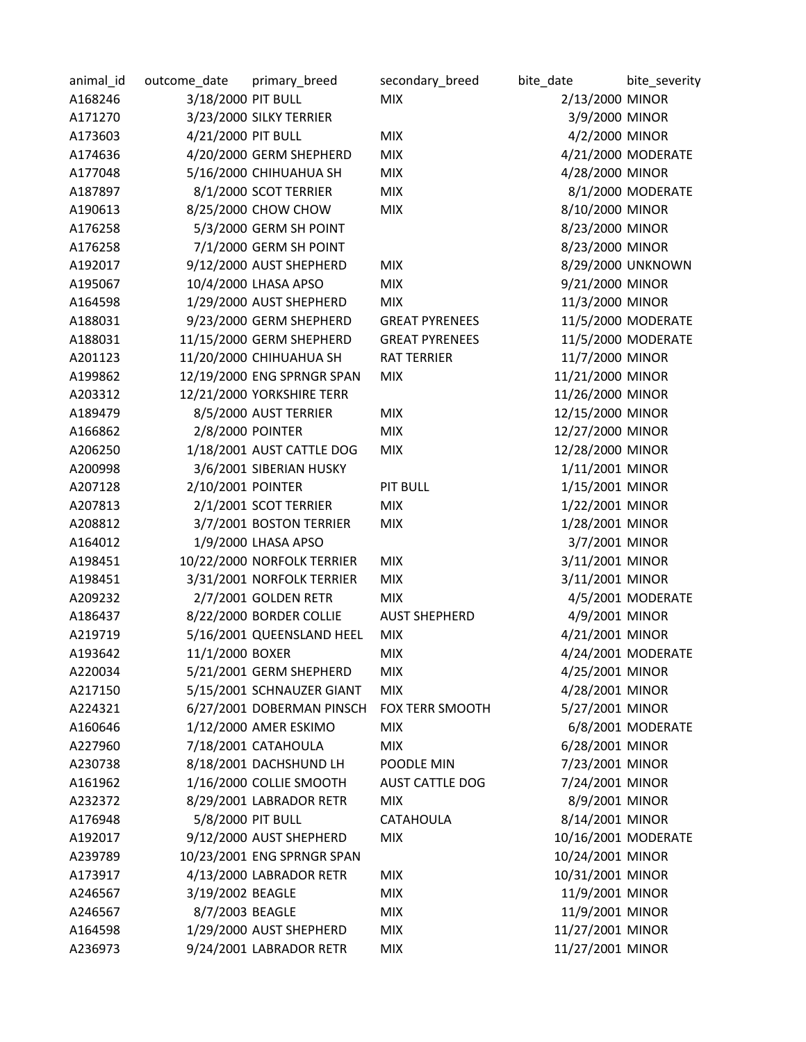| animal_id | outcome_date | primary_breed | secondary_breed | bite_date | bite_severity |
|---|---|---|---|---|---|
| A168246 | 3/18/2000 | PIT BULL | MIX | 2/13/2000 | MINOR |
| A171270 | 3/23/2000 | SILKY TERRIER | | 3/9/2000 | MINOR |
| A173603 | 4/21/2000 | PIT BULL | MIX | 4/2/2000 | MINOR |
| A174636 | 4/20/2000 | GERM SHEPHERD | MIX | 4/21/2000 | MODERATE |
| A177048 | 5/16/2000 | CHIHUAHUA SH | MIX | 4/28/2000 | MINOR |
| A187897 | 8/1/2000 | SCOT TERRIER | MIX | 8/1/2000 | MODERATE |
| A190613 | 8/25/2000 | CHOW CHOW | MIX | 8/10/2000 | MINOR |
| A176258 | 5/3/2000 | GERM SH POINT | | 8/23/2000 | MINOR |
| A176258 | 7/1/2000 | GERM SH POINT | | 8/23/2000 | MINOR |
| A192017 | 9/12/2000 | AUST SHEPHERD | MIX | 8/29/2000 | UNKNOWN |
| A195067 | 10/4/2000 | LHASA APSO | MIX | 9/21/2000 | MINOR |
| A164598 | 1/29/2000 | AUST SHEPHERD | MIX | 11/3/2000 | MINOR |
| A188031 | 9/23/2000 | GERM SHEPHERD | GREAT PYRENEES | 11/5/2000 | MODERATE |
| A188031 | 11/15/2000 | GERM SHEPHERD | GREAT PYRENEES | 11/5/2000 | MODERATE |
| A201123 | 11/20/2000 | CHIHUAHUA SH | RAT TERRIER | 11/7/2000 | MINOR |
| A199862 | 12/19/2000 | ENG SPRNGR SPAN | MIX | 11/21/2000 | MINOR |
| A203312 | 12/21/2000 | YORKSHIRE TERR | | 11/26/2000 | MINOR |
| A189479 | 8/5/2000 | AUST TERRIER | MIX | 12/15/2000 | MINOR |
| A166862 | 2/8/2000 | POINTER | MIX | 12/27/2000 | MINOR |
| A206250 | 1/18/2001 | AUST CATTLE DOG | MIX | 12/28/2000 | MINOR |
| A200998 | 3/6/2001 | SIBERIAN HUSKY | | 1/11/2001 | MINOR |
| A207128 | 2/10/2001 | POINTER | PIT BULL | 1/15/2001 | MINOR |
| A207813 | 2/1/2001 | SCOT TERRIER | MIX | 1/22/2001 | MINOR |
| A208812 | 3/7/2001 | BOSTON TERRIER | MIX | 1/28/2001 | MINOR |
| A164012 | 1/9/2000 | LHASA APSO | | 3/7/2001 | MINOR |
| A198451 | 10/22/2000 | NORFOLK TERRIER | MIX | 3/11/2001 | MINOR |
| A198451 | 3/31/2001 | NORFOLK TERRIER | MIX | 3/11/2001 | MINOR |
| A209232 | 2/7/2001 | GOLDEN RETR | MIX | 4/5/2001 | MODERATE |
| A186437 | 8/22/2000 | BORDER COLLIE | AUST SHEPHERD | 4/9/2001 | MINOR |
| A219719 | 5/16/2001 | QUEENSLAND HEEL | MIX | 4/21/2001 | MINOR |
| A193642 | 11/1/2000 | BOXER | MIX | 4/24/2001 | MODERATE |
| A220034 | 5/21/2001 | GERM SHEPHERD | MIX | 4/25/2001 | MINOR |
| A217150 | 5/15/2001 | SCHNAUZER GIANT | MIX | 4/28/2001 | MINOR |
| A224321 | 6/27/2001 | DOBERMAN PINSCH | FOX TERR SMOOTH | 5/27/2001 | MINOR |
| A160646 | 1/12/2000 | AMER ESKIMO | MIX | 6/8/2001 | MODERATE |
| A227960 | 7/18/2001 | CATAHOULA | MIX | 6/28/2001 | MINOR |
| A230738 | 8/18/2001 | DACHSHUND LH | POODLE MIN | 7/23/2001 | MINOR |
| A161962 | 1/16/2000 | COLLIE SMOOTH | AUST CATTLE DOG | 7/24/2001 | MINOR |
| A232372 | 8/29/2001 | LABRADOR RETR | MIX | 8/9/2001 | MINOR |
| A176948 | 5/8/2000 | PIT BULL | CATAHOULA | 8/14/2001 | MINOR |
| A192017 | 9/12/2000 | AUST SHEPHERD | MIX | 10/16/2001 | MODERATE |
| A239789 | 10/23/2001 | ENG SPRNGR SPAN | | 10/24/2001 | MINOR |
| A173917 | 4/13/2000 | LABRADOR RETR | MIX | 10/31/2001 | MINOR |
| A246567 | 3/19/2002 | BEAGLE | MIX | 11/9/2001 | MINOR |
| A246567 | 8/7/2003 | BEAGLE | MIX | 11/9/2001 | MINOR |
| A164598 | 1/29/2000 | AUST SHEPHERD | MIX | 11/27/2001 | MINOR |
| A236973 | 9/24/2001 | LABRADOR RETR | MIX | 11/27/2001 | MINOR |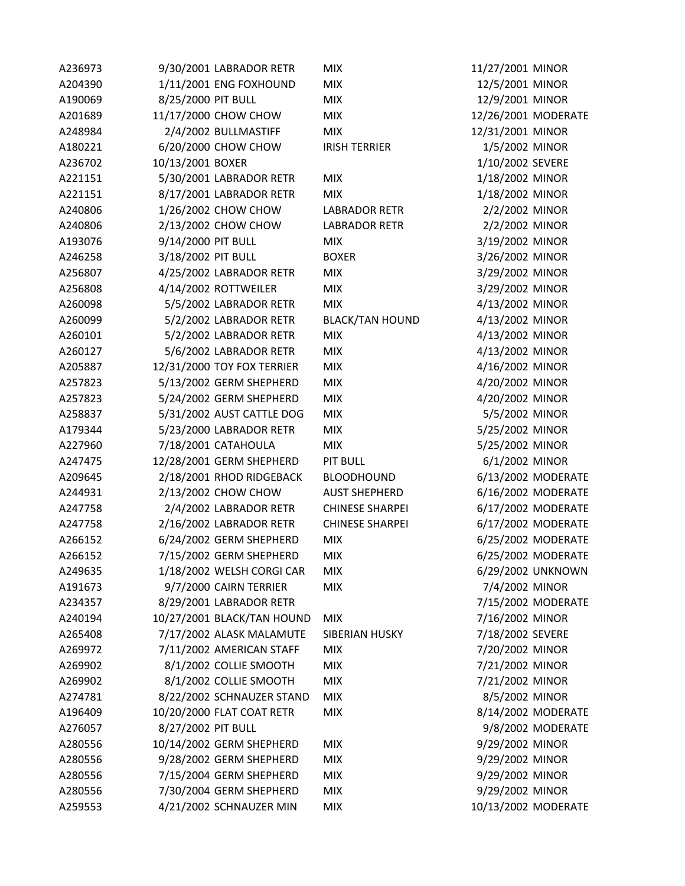| | | | | | |
|---|---|---|---|---|---|
| A236973 | 9/30/2001 | LABRADOR RETR | MIX | 11/27/2001 | MINOR |
| A204390 | 1/11/2001 | ENG FOXHOUND | MIX | 12/5/2001 | MINOR |
| A190069 | 8/25/2000 | PIT BULL | MIX | 12/9/2001 | MINOR |
| A201689 | 11/17/2000 | CHOW CHOW | MIX | 12/26/2001 | MODERATE |
| A248984 | 2/4/2002 | BULLMASTIFF | MIX | 12/31/2001 | MINOR |
| A180221 | 6/20/2000 | CHOW CHOW | IRISH TERRIER | 1/5/2002 | MINOR |
| A236702 | 10/13/2001 | BOXER | | 1/10/2002 | SEVERE |
| A221151 | 5/30/2001 | LABRADOR RETR | MIX | 1/18/2002 | MINOR |
| A221151 | 8/17/2001 | LABRADOR RETR | MIX | 1/18/2002 | MINOR |
| A240806 | 1/26/2002 | CHOW CHOW | LABRADOR RETR | 2/2/2002 | MINOR |
| A240806 | 2/13/2002 | CHOW CHOW | LABRADOR RETR | 2/2/2002 | MINOR |
| A193076 | 9/14/2000 | PIT BULL | MIX | 3/19/2002 | MINOR |
| A246258 | 3/18/2002 | PIT BULL | BOXER | 3/26/2002 | MINOR |
| A256807 | 4/25/2002 | LABRADOR RETR | MIX | 3/29/2002 | MINOR |
| A256808 | 4/14/2002 | ROTTWEILER | MIX | 3/29/2002 | MINOR |
| A260098 | 5/5/2002 | LABRADOR RETR | MIX | 4/13/2002 | MINOR |
| A260099 | 5/2/2002 | LABRADOR RETR | BLACK/TAN HOUND | 4/13/2002 | MINOR |
| A260101 | 5/2/2002 | LABRADOR RETR | MIX | 4/13/2002 | MINOR |
| A260127 | 5/6/2002 | LABRADOR RETR | MIX | 4/13/2002 | MINOR |
| A205887 | 12/31/2000 | TOY FOX TERRIER | MIX | 4/16/2002 | MINOR |
| A257823 | 5/13/2002 | GERM SHEPHERD | MIX | 4/20/2002 | MINOR |
| A257823 | 5/24/2002 | GERM SHEPHERD | MIX | 4/20/2002 | MINOR |
| A258837 | 5/31/2002 | AUST CATTLE DOG | MIX | 5/5/2002 | MINOR |
| A179344 | 5/23/2000 | LABRADOR RETR | MIX | 5/25/2002 | MINOR |
| A227960 | 7/18/2001 | CATAHOULA | MIX | 5/25/2002 | MINOR |
| A247475 | 12/28/2001 | GERM SHEPHERD | PIT BULL | 6/1/2002 | MINOR |
| A209645 | 2/18/2001 | RHOD RIDGEBACK | BLOODHOUND | 6/13/2002 | MODERATE |
| A244931 | 2/13/2002 | CHOW CHOW | AUST SHEPHERD | 6/16/2002 | MODERATE |
| A247758 | 2/4/2002 | LABRADOR RETR | CHINESE SHARPEI | 6/17/2002 | MODERATE |
| A247758 | 2/16/2002 | LABRADOR RETR | CHINESE SHARPEI | 6/17/2002 | MODERATE |
| A266152 | 6/24/2002 | GERM SHEPHERD | MIX | 6/25/2002 | MODERATE |
| A266152 | 7/15/2002 | GERM SHEPHERD | MIX | 6/25/2002 | MODERATE |
| A249635 | 1/18/2002 | WELSH CORGI CAR | MIX | 6/29/2002 | UNKNOWN |
| A191673 | 9/7/2000 | CAIRN TERRIER | MIX | 7/4/2002 | MINOR |
| A234357 | 8/29/2001 | LABRADOR RETR | | 7/15/2002 | MODERATE |
| A240194 | 10/27/2001 | BLACK/TAN HOUND | MIX | 7/16/2002 | MINOR |
| A265408 | 7/17/2002 | ALASK MALAMUTE | SIBERIAN HUSKY | 7/18/2002 | SEVERE |
| A269972 | 7/11/2002 | AMERICAN STAFF | MIX | 7/20/2002 | MINOR |
| A269902 | 8/1/2002 | COLLIE SMOOTH | MIX | 7/21/2002 | MINOR |
| A269902 | 8/1/2002 | COLLIE SMOOTH | MIX | 7/21/2002 | MINOR |
| A274781 | 8/22/2002 | SCHNAUZER STAND | MIX | 8/5/2002 | MINOR |
| A196409 | 10/20/2000 | FLAT COAT RETR | MIX | 8/14/2002 | MODERATE |
| A276057 | 8/27/2002 | PIT BULL | | 9/8/2002 | MODERATE |
| A280556 | 10/14/2002 | GERM SHEPHERD | MIX | 9/29/2002 | MINOR |
| A280556 | 9/28/2002 | GERM SHEPHERD | MIX | 9/29/2002 | MINOR |
| A280556 | 7/15/2004 | GERM SHEPHERD | MIX | 9/29/2002 | MINOR |
| A280556 | 7/30/2004 | GERM SHEPHERD | MIX | 9/29/2002 | MINOR |
| A259553 | 4/21/2002 | SCHNAUZER MIN | MIX | 10/13/2002 | MODERATE |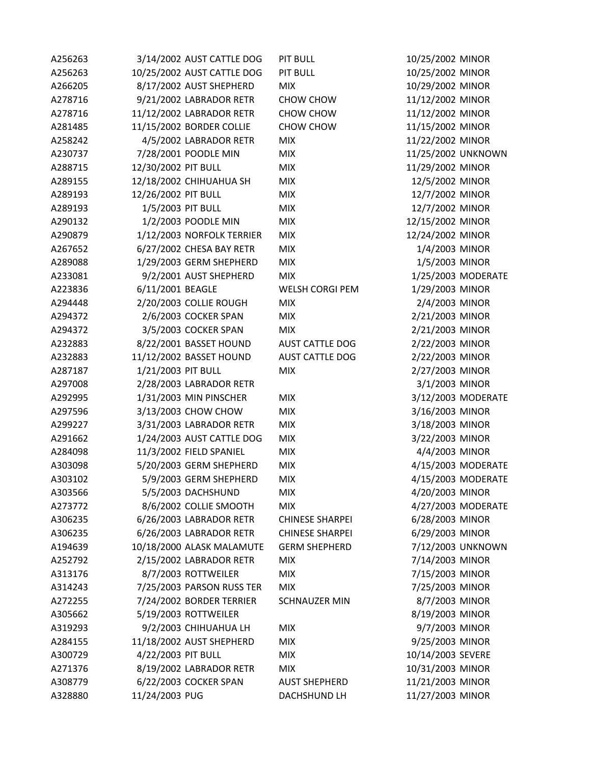| | | | | | |
|---|---|---|---|---|---|
| A256263 | 3/14/2002 | AUST CATTLE DOG | PIT BULL | 10/25/2002 | MINOR |
| A256263 | 10/25/2002 | AUST CATTLE DOG | PIT BULL | 10/25/2002 | MINOR |
| A266205 | 8/17/2002 | AUST SHEPHERD | MIX | 10/29/2002 | MINOR |
| A278716 | 9/21/2002 | LABRADOR RETR | CHOW CHOW | 11/12/2002 | MINOR |
| A278716 | 11/12/2002 | LABRADOR RETR | CHOW CHOW | 11/12/2002 | MINOR |
| A281485 | 11/15/2002 | BORDER COLLIE | CHOW CHOW | 11/15/2002 | MINOR |
| A258242 | 4/5/2002 | LABRADOR RETR | MIX | 11/22/2002 | MINOR |
| A230737 | 7/28/2001 | POODLE MIN | MIX | 11/25/2002 | UNKNOWN |
| A288715 | 12/30/2002 | PIT BULL | MIX | 11/29/2002 | MINOR |
| A289155 | 12/18/2002 | CHIHUAHUA SH | MIX | 12/5/2002 | MINOR |
| A289193 | 12/26/2002 | PIT BULL | MIX | 12/7/2002 | MINOR |
| A289193 | 1/5/2003 | PIT BULL | MIX | 12/7/2002 | MINOR |
| A290132 | 1/2/2003 | POODLE MIN | MIX | 12/15/2002 | MINOR |
| A290879 | 1/12/2003 | NORFOLK TERRIER | MIX | 12/24/2002 | MINOR |
| A267652 | 6/27/2002 | CHESA BAY RETR | MIX | 1/4/2003 | MINOR |
| A289088 | 1/29/2003 | GERM SHEPHERD | MIX | 1/5/2003 | MINOR |
| A233081 | 9/2/2001 | AUST SHEPHERD | MIX | 1/25/2003 | MODERATE |
| A223836 | 6/11/2001 | BEAGLE | WELSH CORGI PEM | 1/29/2003 | MINOR |
| A294448 | 2/20/2003 | COLLIE ROUGH | MIX | 2/4/2003 | MINOR |
| A294372 | 2/6/2003 | COCKER SPAN | MIX | 2/21/2003 | MINOR |
| A294372 | 3/5/2003 | COCKER SPAN | MIX | 2/21/2003 | MINOR |
| A232883 | 8/22/2001 | BASSET HOUND | AUST CATTLE DOG | 2/22/2003 | MINOR |
| A232883 | 11/12/2002 | BASSET HOUND | AUST CATTLE DOG | 2/22/2003 | MINOR |
| A287187 | 1/21/2003 | PIT BULL | MIX | 2/27/2003 | MINOR |
| A297008 | 2/28/2003 | LABRADOR RETR | | 3/1/2003 | MINOR |
| A292995 | 1/31/2003 | MIN PINSCHER | MIX | 3/12/2003 | MODERATE |
| A297596 | 3/13/2003 | CHOW CHOW | MIX | 3/16/2003 | MINOR |
| A299227 | 3/31/2003 | LABRADOR RETR | MIX | 3/18/2003 | MINOR |
| A291662 | 1/24/2003 | AUST CATTLE DOG | MIX | 3/22/2003 | MINOR |
| A284098 | 11/3/2002 | FIELD SPANIEL | MIX | 4/4/2003 | MINOR |
| A303098 | 5/20/2003 | GERM SHEPHERD | MIX | 4/15/2003 | MODERATE |
| A303102 | 5/9/2003 | GERM SHEPHERD | MIX | 4/15/2003 | MODERATE |
| A303566 | 5/5/2003 | DACHSHUND | MIX | 4/20/2003 | MINOR |
| A273772 | 8/6/2002 | COLLIE SMOOTH | MIX | 4/27/2003 | MODERATE |
| A306235 | 6/26/2003 | LABRADOR RETR | CHINESE SHARPEI | 6/28/2003 | MINOR |
| A306235 | 6/26/2003 | LABRADOR RETR | CHINESE SHARPEI | 6/29/2003 | MINOR |
| A194639 | 10/18/2000 | ALASK MALAMUTE | GERM SHEPHERD | 7/12/2003 | UNKNOWN |
| A252792 | 2/15/2002 | LABRADOR RETR | MIX | 7/14/2003 | MINOR |
| A313176 | 8/7/2003 | ROTTWEILER | MIX | 7/15/2003 | MINOR |
| A314243 | 7/25/2003 | PARSON RUSS TER | MIX | 7/25/2003 | MINOR |
| A272255 | 7/24/2002 | BORDER TERRIER | SCHNAUZER MIN | 8/7/2003 | MINOR |
| A305662 | 5/19/2003 | ROTTWEILER | | 8/19/2003 | MINOR |
| A319293 | 9/2/2003 | CHIHUAHUA LH | MIX | 9/7/2003 | MINOR |
| A284155 | 11/18/2002 | AUST SHEPHERD | MIX | 9/25/2003 | MINOR |
| A300729 | 4/22/2003 | PIT BULL | MIX | 10/14/2003 | SEVERE |
| A271376 | 8/19/2002 | LABRADOR RETR | MIX | 10/31/2003 | MINOR |
| A308779 | 6/22/2003 | COCKER SPAN | AUST SHEPHERD | 11/21/2003 | MINOR |
| A328880 | 11/24/2003 | PUG | DACHSHUND LH | 11/27/2003 | MINOR |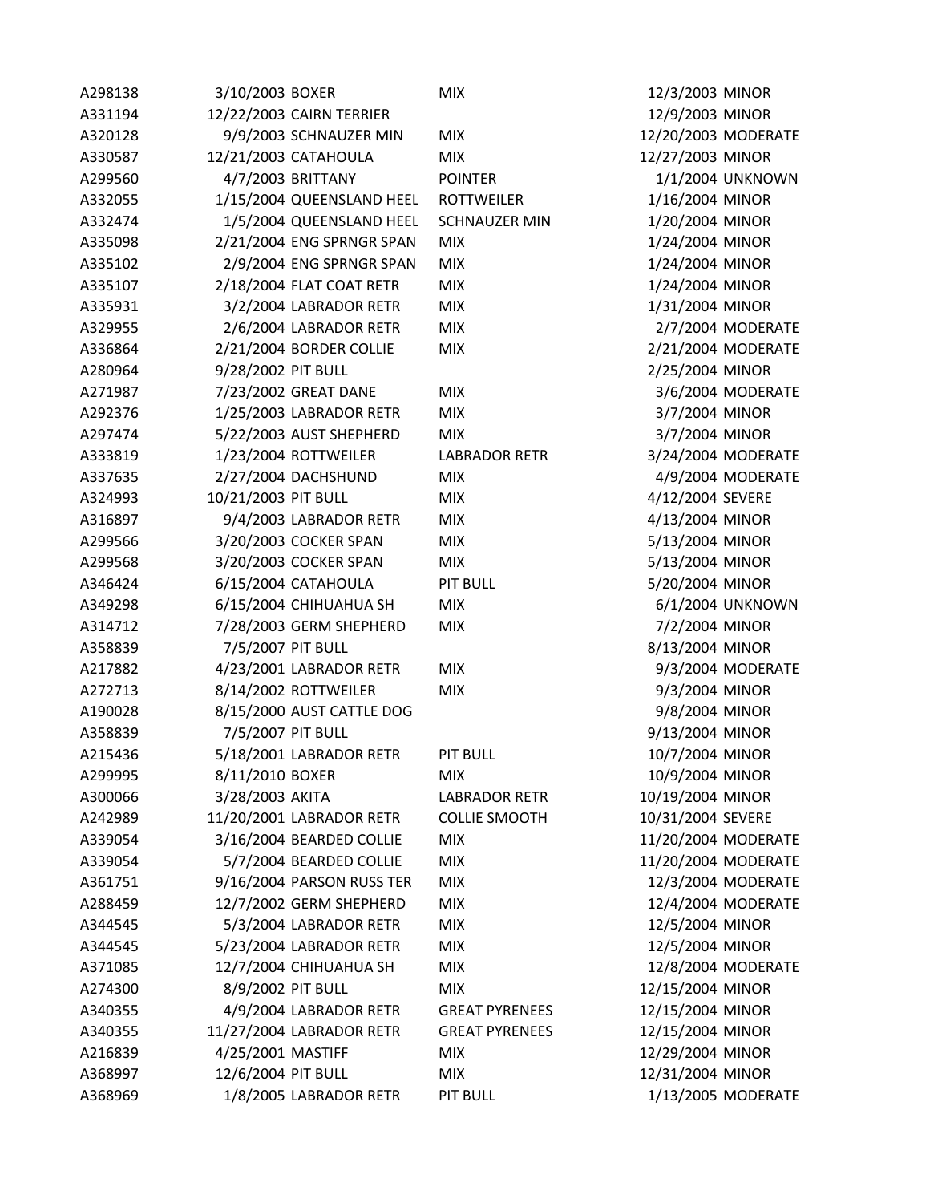| | | | | | |
|---|---|---|---|---|---|
| A298138 | 3/10/2003 | BOXER | MIX | 12/3/2003 | MINOR |
| A331194 | 12/22/2003 | CAIRN TERRIER | | 12/9/2003 | MINOR |
| A320128 | 9/9/2003 | SCHNAUZER MIN | MIX | 12/20/2003 | MODERATE |
| A330587 | 12/21/2003 | CATAHOULA | MIX | 12/27/2003 | MINOR |
| A299560 | 4/7/2003 | BRITTANY | POINTER | 1/1/2004 | UNKNOWN |
| A332055 | 1/15/2004 | QUEENSLAND HEEL | ROTTWEILER | 1/16/2004 | MINOR |
| A332474 | 1/5/2004 | QUEENSLAND HEEL | SCHNAUZER MIN | 1/20/2004 | MINOR |
| A335098 | 2/21/2004 | ENG SPRNGR SPAN | MIX | 1/24/2004 | MINOR |
| A335102 | 2/9/2004 | ENG SPRNGR SPAN | MIX | 1/24/2004 | MINOR |
| A335107 | 2/18/2004 | FLAT COAT RETR | MIX | 1/24/2004 | MINOR |
| A335931 | 3/2/2004 | LABRADOR RETR | MIX | 1/31/2004 | MINOR |
| A329955 | 2/6/2004 | LABRADOR RETR | MIX | 2/7/2004 | MODERATE |
| A336864 | 2/21/2004 | BORDER COLLIE | MIX | 2/21/2004 | MODERATE |
| A280964 | 9/28/2002 | PIT BULL | | 2/25/2004 | MINOR |
| A271987 | 7/23/2002 | GREAT DANE | MIX | 3/6/2004 | MODERATE |
| A292376 | 1/25/2003 | LABRADOR RETR | MIX | 3/7/2004 | MINOR |
| A297474 | 5/22/2003 | AUST SHEPHERD | MIX | 3/7/2004 | MINOR |
| A333819 | 1/23/2004 | ROTTWEILER | LABRADOR RETR | 3/24/2004 | MODERATE |
| A337635 | 2/27/2004 | DACHSHUND | MIX | 4/9/2004 | MODERATE |
| A324993 | 10/21/2003 | PIT BULL | MIX | 4/12/2004 | SEVERE |
| A316897 | 9/4/2003 | LABRADOR RETR | MIX | 4/13/2004 | MINOR |
| A299566 | 3/20/2003 | COCKER SPAN | MIX | 5/13/2004 | MINOR |
| A299568 | 3/20/2003 | COCKER SPAN | MIX | 5/13/2004 | MINOR |
| A346424 | 6/15/2004 | CATAHOULA | PIT BULL | 5/20/2004 | MINOR |
| A349298 | 6/15/2004 | CHIHUAHUA SH | MIX | 6/1/2004 | UNKNOWN |
| A314712 | 7/28/2003 | GERM SHEPHERD | MIX | 7/2/2004 | MINOR |
| A358839 | 7/5/2007 | PIT BULL | | 8/13/2004 | MINOR |
| A217882 | 4/23/2001 | LABRADOR RETR | MIX | 9/3/2004 | MODERATE |
| A272713 | 8/14/2002 | ROTTWEILER | MIX | 9/3/2004 | MINOR |
| A190028 | 8/15/2000 | AUST CATTLE DOG | | 9/8/2004 | MINOR |
| A358839 | 7/5/2007 | PIT BULL | | 9/13/2004 | MINOR |
| A215436 | 5/18/2001 | LABRADOR RETR | PIT BULL | 10/7/2004 | MINOR |
| A299995 | 8/11/2010 | BOXER | MIX | 10/9/2004 | MINOR |
| A300066 | 3/28/2003 | AKITA | LABRADOR RETR | 10/19/2004 | MINOR |
| A242989 | 11/20/2001 | LABRADOR RETR | COLLIE SMOOTH | 10/31/2004 | SEVERE |
| A339054 | 3/16/2004 | BEARDED COLLIE | MIX | 11/20/2004 | MODERATE |
| A339054 | 5/7/2004 | BEARDED COLLIE | MIX | 11/20/2004 | MODERATE |
| A361751 | 9/16/2004 | PARSON RUSS TER | MIX | 12/3/2004 | MODERATE |
| A288459 | 12/7/2002 | GERM SHEPHERD | MIX | 12/4/2004 | MODERATE |
| A344545 | 5/3/2004 | LABRADOR RETR | MIX | 12/5/2004 | MINOR |
| A344545 | 5/23/2004 | LABRADOR RETR | MIX | 12/5/2004 | MINOR |
| A371085 | 12/7/2004 | CHIHUAHUA SH | MIX | 12/8/2004 | MODERATE |
| A274300 | 8/9/2002 | PIT BULL | MIX | 12/15/2004 | MINOR |
| A340355 | 4/9/2004 | LABRADOR RETR | GREAT PYRENEES | 12/15/2004 | MINOR |
| A340355 | 11/27/2004 | LABRADOR RETR | GREAT PYRENEES | 12/15/2004 | MINOR |
| A216839 | 4/25/2001 | MASTIFF | MIX | 12/29/2004 | MINOR |
| A368997 | 12/6/2004 | PIT BULL | MIX | 12/31/2004 | MINOR |
| A368969 | 1/8/2005 | LABRADOR RETR | PIT BULL | 1/13/2005 | MODERATE |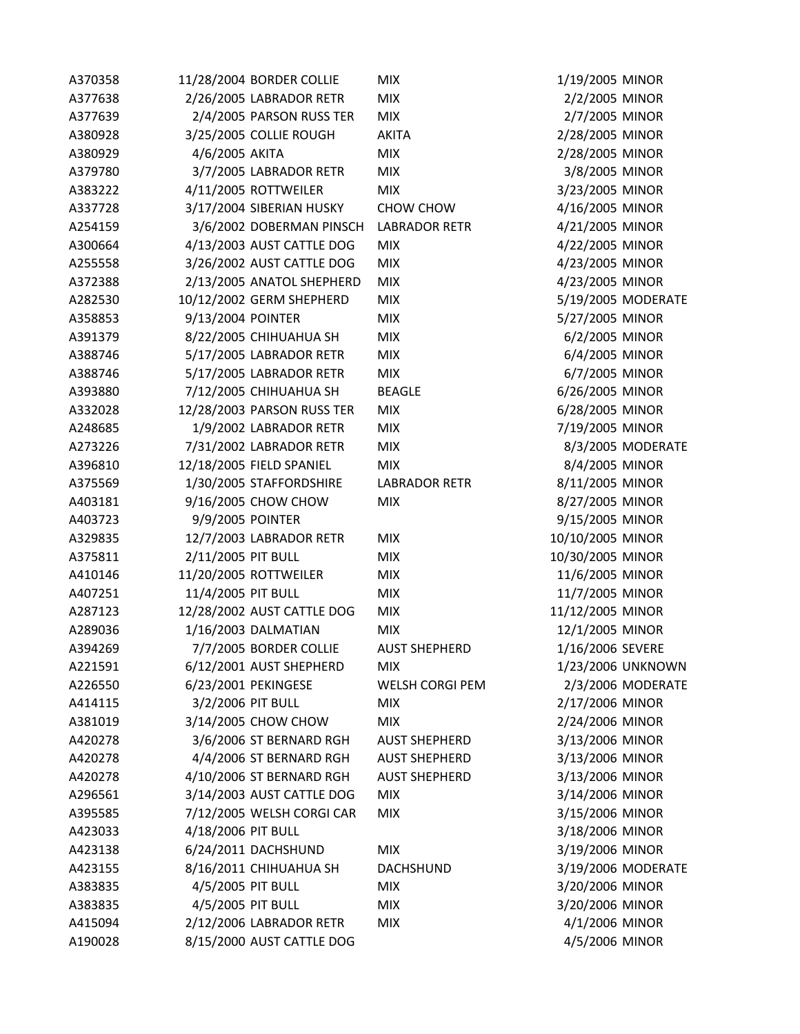| | | | | | |
|---|---|---|---|---|---|
| A370358 | 11/28/2004 | BORDER COLLIE | MIX | 1/19/2005 | MINOR |
| A377638 | 2/26/2005 | LABRADOR RETR | MIX | 2/2/2005 | MINOR |
| A377639 | 2/4/2005 | PARSON RUSS TER | MIX | 2/7/2005 | MINOR |
| A380928 | 3/25/2005 | COLLIE ROUGH | AKITA | 2/28/2005 | MINOR |
| A380929 | 4/6/2005 | AKITA | MIX | 2/28/2005 | MINOR |
| A379780 | 3/7/2005 | LABRADOR RETR | MIX | 3/8/2005 | MINOR |
| A383222 | 4/11/2005 | ROTTWEILER | MIX | 3/23/2005 | MINOR |
| A337728 | 3/17/2004 | SIBERIAN HUSKY | CHOW CHOW | 4/16/2005 | MINOR |
| A254159 | 3/6/2002 | DOBERMAN PINSCH | LABRADOR RETR | 4/21/2005 | MINOR |
| A300664 | 4/13/2003 | AUST CATTLE DOG | MIX | 4/22/2005 | MINOR |
| A255558 | 3/26/2002 | AUST CATTLE DOG | MIX | 4/23/2005 | MINOR |
| A372388 | 2/13/2005 | ANATOL SHEPHERD | MIX | 4/23/2005 | MINOR |
| A282530 | 10/12/2002 | GERM SHEPHERD | MIX | 5/19/2005 | MODERATE |
| A358853 | 9/13/2004 | POINTER | MIX | 5/27/2005 | MINOR |
| A391379 | 8/22/2005 | CHIHUAHUA SH | MIX | 6/2/2005 | MINOR |
| A388746 | 5/17/2005 | LABRADOR RETR | MIX | 6/4/2005 | MINOR |
| A388746 | 5/17/2005 | LABRADOR RETR | MIX | 6/7/2005 | MINOR |
| A393880 | 7/12/2005 | CHIHUAHUA SH | BEAGLE | 6/26/2005 | MINOR |
| A332028 | 12/28/2003 | PARSON RUSS TER | MIX | 6/28/2005 | MINOR |
| A248685 | 1/9/2002 | LABRADOR RETR | MIX | 7/19/2005 | MINOR |
| A273226 | 7/31/2002 | LABRADOR RETR | MIX | 8/3/2005 | MODERATE |
| A396810 | 12/18/2005 | FIELD SPANIEL | MIX | 8/4/2005 | MINOR |
| A375569 | 1/30/2005 | STAFFORDSHIRE | LABRADOR RETR | 8/11/2005 | MINOR |
| A403181 | 9/16/2005 | CHOW CHOW | MIX | 8/27/2005 | MINOR |
| A403723 | 9/9/2005 | POINTER | | 9/15/2005 | MINOR |
| A329835 | 12/7/2003 | LABRADOR RETR | MIX | 10/10/2005 | MINOR |
| A375811 | 2/11/2005 | PIT BULL | MIX | 10/30/2005 | MINOR |
| A410146 | 11/20/2005 | ROTTWEILER | MIX | 11/6/2005 | MINOR |
| A407251 | 11/4/2005 | PIT BULL | MIX | 11/7/2005 | MINOR |
| A287123 | 12/28/2002 | AUST CATTLE DOG | MIX | 11/12/2005 | MINOR |
| A289036 | 1/16/2003 | DALMATIAN | MIX | 12/1/2005 | MINOR |
| A394269 | 7/7/2005 | BORDER COLLIE | AUST SHEPHERD | 1/16/2006 | SEVERE |
| A221591 | 6/12/2001 | AUST SHEPHERD | MIX | 1/23/2006 | UNKNOWN |
| A226550 | 6/23/2001 | PEKINGESE | WELSH CORGI PEM | 2/3/2006 | MODERATE |
| A414115 | 3/2/2006 | PIT BULL | MIX | 2/17/2006 | MINOR |
| A381019 | 3/14/2005 | CHOW CHOW | MIX | 2/24/2006 | MINOR |
| A420278 | 3/6/2006 | ST BERNARD RGH | AUST SHEPHERD | 3/13/2006 | MINOR |
| A420278 | 4/4/2006 | ST BERNARD RGH | AUST SHEPHERD | 3/13/2006 | MINOR |
| A420278 | 4/10/2006 | ST BERNARD RGH | AUST SHEPHERD | 3/13/2006 | MINOR |
| A296561 | 3/14/2003 | AUST CATTLE DOG | MIX | 3/14/2006 | MINOR |
| A395585 | 7/12/2005 | WELSH CORGI CAR | MIX | 3/15/2006 | MINOR |
| A423033 | 4/18/2006 | PIT BULL | | 3/18/2006 | MINOR |
| A423138 | 6/24/2011 | DACHSHUND | MIX | 3/19/2006 | MINOR |
| A423155 | 8/16/2011 | CHIHUAHUA SH | DACHSHUND | 3/19/2006 | MODERATE |
| A383835 | 4/5/2005 | PIT BULL | MIX | 3/20/2006 | MINOR |
| A383835 | 4/5/2005 | PIT BULL | MIX | 3/20/2006 | MINOR |
| A415094 | 2/12/2006 | LABRADOR RETR | MIX | 4/1/2006 | MINOR |
| A190028 | 8/15/2000 | AUST CATTLE DOG | | 4/5/2006 | MINOR |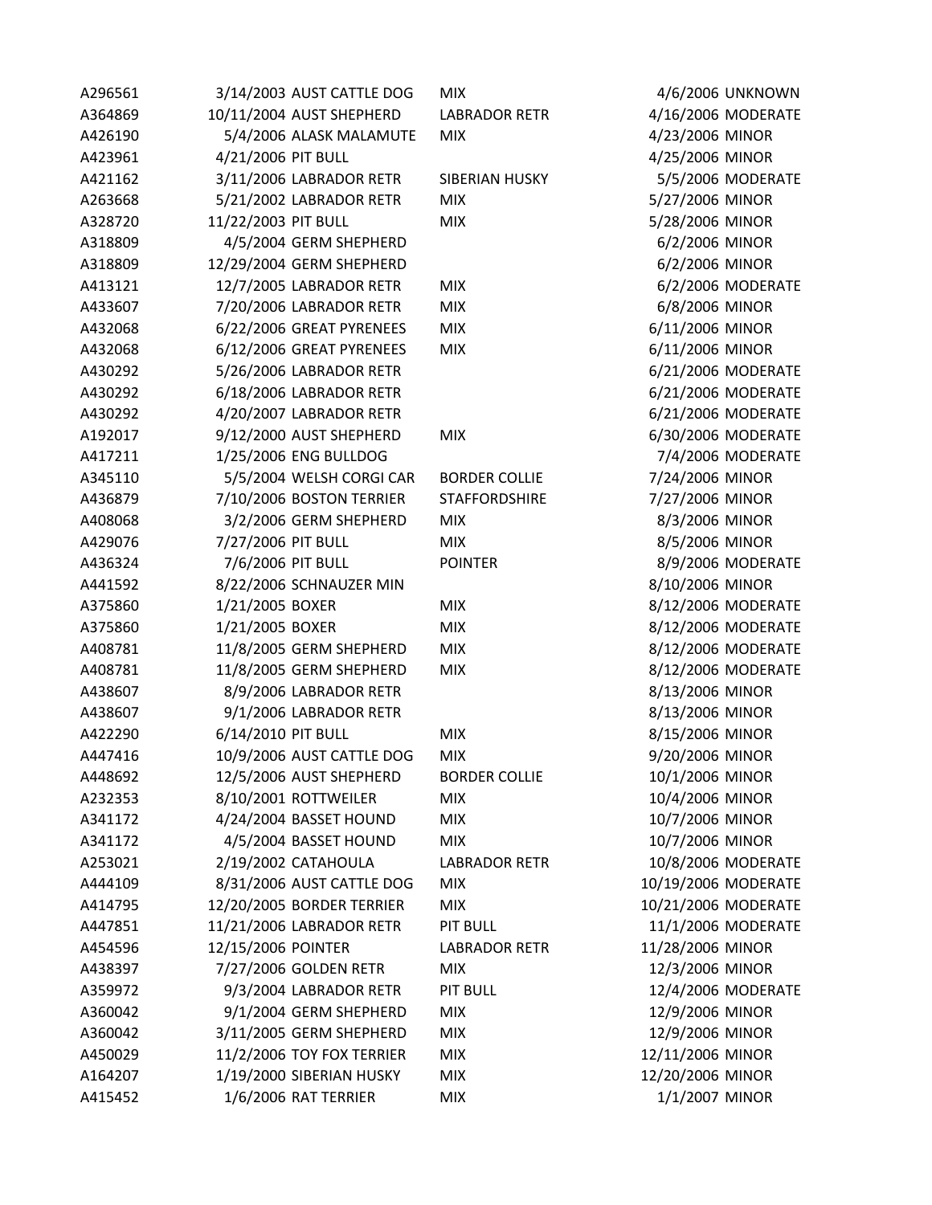| | | | | | |
|---|---|---|---|---|---|
| A296561 | 3/14/2003 | AUST CATTLE DOG | MIX | 4/6/2006 | UNKNOWN |
| A364869 | 10/11/2004 | AUST SHEPHERD | LABRADOR RETR | 4/16/2006 | MODERATE |
| A426190 | 5/4/2006 | ALASK MALAMUTE | MIX | 4/23/2006 | MINOR |
| A423961 | 4/21/2006 | PIT BULL | | 4/25/2006 | MINOR |
| A421162 | 3/11/2006 | LABRADOR RETR | SIBERIAN HUSKY | 5/5/2006 | MODERATE |
| A263668 | 5/21/2002 | LABRADOR RETR | MIX | 5/27/2006 | MINOR |
| A328720 | 11/22/2003 | PIT BULL | MIX | 5/28/2006 | MINOR |
| A318809 | 4/5/2004 | GERM SHEPHERD | | 6/2/2006 | MINOR |
| A318809 | 12/29/2004 | GERM SHEPHERD | | 6/2/2006 | MINOR |
| A413121 | 12/7/2005 | LABRADOR RETR | MIX | 6/2/2006 | MODERATE |
| A433607 | 7/20/2006 | LABRADOR RETR | MIX | 6/8/2006 | MINOR |
| A432068 | 6/22/2006 | GREAT PYRENEES | MIX | 6/11/2006 | MINOR |
| A432068 | 6/12/2006 | GREAT PYRENEES | MIX | 6/11/2006 | MINOR |
| A430292 | 5/26/2006 | LABRADOR RETR | | 6/21/2006 | MODERATE |
| A430292 | 6/18/2006 | LABRADOR RETR | | 6/21/2006 | MODERATE |
| A430292 | 4/20/2007 | LABRADOR RETR | | 6/21/2006 | MODERATE |
| A192017 | 9/12/2000 | AUST SHEPHERD | MIX | 6/30/2006 | MODERATE |
| A417211 | 1/25/2006 | ENG BULLDOG | | 7/4/2006 | MODERATE |
| A345110 | 5/5/2004 | WELSH CORGI CAR | BORDER COLLIE | 7/24/2006 | MINOR |
| A436879 | 7/10/2006 | BOSTON TERRIER | STAFFORDSHIRE | 7/27/2006 | MINOR |
| A408068 | 3/2/2006 | GERM SHEPHERD | MIX | 8/3/2006 | MINOR |
| A429076 | 7/27/2006 | PIT BULL | MIX | 8/5/2006 | MINOR |
| A436324 | 7/6/2006 | PIT BULL | POINTER | 8/9/2006 | MODERATE |
| A441592 | 8/22/2006 | SCHNAUZER MIN | | 8/10/2006 | MINOR |
| A375860 | 1/21/2005 | BOXER | MIX | 8/12/2006 | MODERATE |
| A375860 | 1/21/2005 | BOXER | MIX | 8/12/2006 | MODERATE |
| A408781 | 11/8/2005 | GERM SHEPHERD | MIX | 8/12/2006 | MODERATE |
| A408781 | 11/8/2005 | GERM SHEPHERD | MIX | 8/12/2006 | MODERATE |
| A438607 | 8/9/2006 | LABRADOR RETR | | 8/13/2006 | MINOR |
| A438607 | 9/1/2006 | LABRADOR RETR | | 8/13/2006 | MINOR |
| A422290 | 6/14/2010 | PIT BULL | MIX | 8/15/2006 | MINOR |
| A447416 | 10/9/2006 | AUST CATTLE DOG | MIX | 9/20/2006 | MINOR |
| A448692 | 12/5/2006 | AUST SHEPHERD | BORDER COLLIE | 10/1/2006 | MINOR |
| A232353 | 8/10/2001 | ROTTWEILER | MIX | 10/4/2006 | MINOR |
| A341172 | 4/24/2004 | BASSET HOUND | MIX | 10/7/2006 | MINOR |
| A341172 | 4/5/2004 | BASSET HOUND | MIX | 10/7/2006 | MINOR |
| A253021 | 2/19/2002 | CATAHOULA | LABRADOR RETR | 10/8/2006 | MODERATE |
| A444109 | 8/31/2006 | AUST CATTLE DOG | MIX | 10/19/2006 | MODERATE |
| A414795 | 12/20/2005 | BORDER TERRIER | MIX | 10/21/2006 | MODERATE |
| A447851 | 11/21/2006 | LABRADOR RETR | PIT BULL | 11/1/2006 | MODERATE |
| A454596 | 12/15/2006 | POINTER | LABRADOR RETR | 11/28/2006 | MINOR |
| A438397 | 7/27/2006 | GOLDEN RETR | MIX | 12/3/2006 | MINOR |
| A359972 | 9/3/2004 | LABRADOR RETR | PIT BULL | 12/4/2006 | MODERATE |
| A360042 | 9/1/2004 | GERM SHEPHERD | MIX | 12/9/2006 | MINOR |
| A360042 | 3/11/2005 | GERM SHEPHERD | MIX | 12/9/2006 | MINOR |
| A450029 | 11/2/2006 | TOY FOX TERRIER | MIX | 12/11/2006 | MINOR |
| A164207 | 1/19/2000 | SIBERIAN HUSKY | MIX | 12/20/2006 | MINOR |
| A415452 | 1/6/2006 | RAT TERRIER | MIX | 1/1/2007 | MINOR |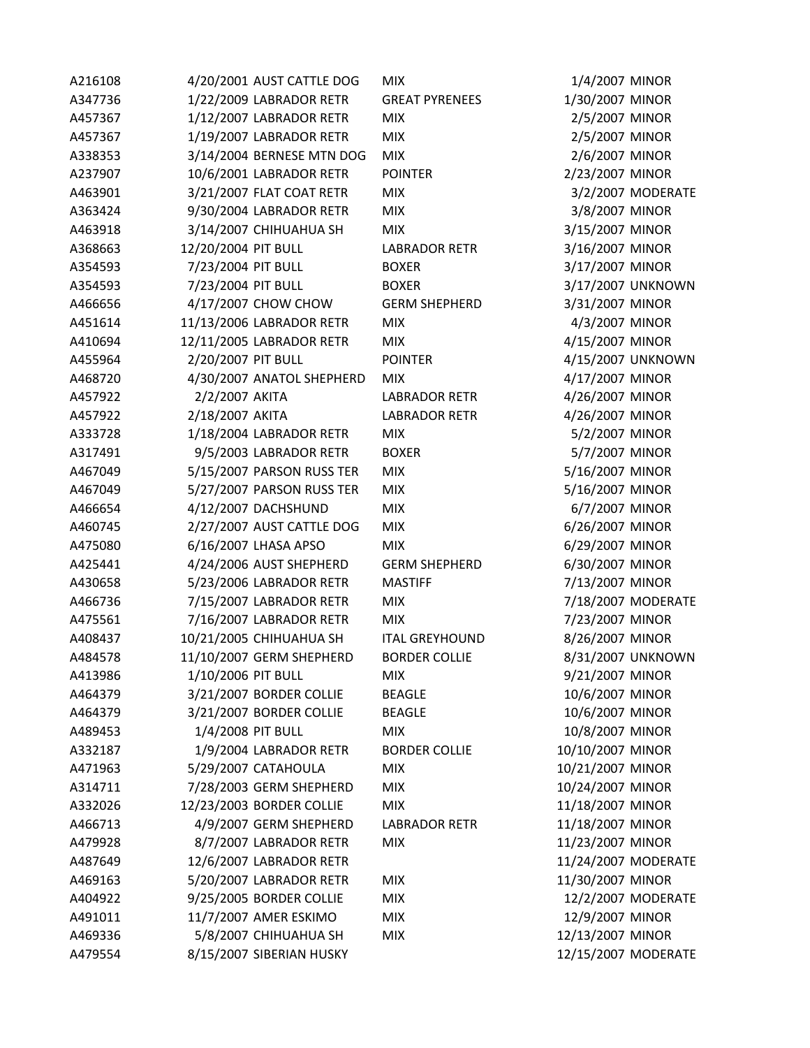| | | | | | |
|---|---|---|---|---|---|
| A216108 | 4/20/2001 | AUST CATTLE DOG | MIX | 1/4/2007 | MINOR |
| A347736 | 1/22/2009 | LABRADOR RETR | GREAT PYRENEES | 1/30/2007 | MINOR |
| A457367 | 1/12/2007 | LABRADOR RETR | MIX | 2/5/2007 | MINOR |
| A457367 | 1/19/2007 | LABRADOR RETR | MIX | 2/5/2007 | MINOR |
| A338353 | 3/14/2004 | BERNESE MTN DOG | MIX | 2/6/2007 | MINOR |
| A237907 | 10/6/2001 | LABRADOR RETR | POINTER | 2/23/2007 | MINOR |
| A463901 | 3/21/2007 | FLAT COAT RETR | MIX | 3/2/2007 | MODERATE |
| A363424 | 9/30/2004 | LABRADOR RETR | MIX | 3/8/2007 | MINOR |
| A463918 | 3/14/2007 | CHIHUAHUA SH | MIX | 3/15/2007 | MINOR |
| A368663 | 12/20/2004 | PIT BULL | LABRADOR RETR | 3/16/2007 | MINOR |
| A354593 | 7/23/2004 | PIT BULL | BOXER | 3/17/2007 | MINOR |
| A354593 | 7/23/2004 | PIT BULL | BOXER | 3/17/2007 | UNKNOWN |
| A466656 | 4/17/2007 | CHOW CHOW | GERM SHEPHERD | 3/31/2007 | MINOR |
| A451614 | 11/13/2006 | LABRADOR RETR | MIX | 4/3/2007 | MINOR |
| A410694 | 12/11/2005 | LABRADOR RETR | MIX | 4/15/2007 | MINOR |
| A455964 | 2/20/2007 | PIT BULL | POINTER | 4/15/2007 | UNKNOWN |
| A468720 | 4/30/2007 | ANATOL SHEPHERD | MIX | 4/17/2007 | MINOR |
| A457922 | 2/2/2007 | AKITA | LABRADOR RETR | 4/26/2007 | MINOR |
| A457922 | 2/18/2007 | AKITA | LABRADOR RETR | 4/26/2007 | MINOR |
| A333728 | 1/18/2004 | LABRADOR RETR | MIX | 5/2/2007 | MINOR |
| A317491 | 9/5/2003 | LABRADOR RETR | BOXER | 5/7/2007 | MINOR |
| A467049 | 5/15/2007 | PARSON RUSS TER | MIX | 5/16/2007 | MINOR |
| A467049 | 5/27/2007 | PARSON RUSS TER | MIX | 5/16/2007 | MINOR |
| A466654 | 4/12/2007 | DACHSHUND | MIX | 6/7/2007 | MINOR |
| A460745 | 2/27/2007 | AUST CATTLE DOG | MIX | 6/26/2007 | MINOR |
| A475080 | 6/16/2007 | LHASA APSO | MIX | 6/29/2007 | MINOR |
| A425441 | 4/24/2006 | AUST SHEPHERD | GERM SHEPHERD | 6/30/2007 | MINOR |
| A430658 | 5/23/2006 | LABRADOR RETR | MASTIFF | 7/13/2007 | MINOR |
| A466736 | 7/15/2007 | LABRADOR RETR | MIX | 7/18/2007 | MODERATE |
| A475561 | 7/16/2007 | LABRADOR RETR | MIX | 7/23/2007 | MINOR |
| A408437 | 10/21/2005 | CHIHUAHUA SH | ITAL GREYHOUND | 8/26/2007 | MINOR |
| A484578 | 11/10/2007 | GERM SHEPHERD | BORDER COLLIE | 8/31/2007 | UNKNOWN |
| A413986 | 1/10/2006 | PIT BULL | MIX | 9/21/2007 | MINOR |
| A464379 | 3/21/2007 | BORDER COLLIE | BEAGLE | 10/6/2007 | MINOR |
| A464379 | 3/21/2007 | BORDER COLLIE | BEAGLE | 10/6/2007 | MINOR |
| A489453 | 1/4/2008 | PIT BULL | MIX | 10/8/2007 | MINOR |
| A332187 | 1/9/2004 | LABRADOR RETR | BORDER COLLIE | 10/10/2007 | MINOR |
| A471963 | 5/29/2007 | CATAHOULA | MIX | 10/21/2007 | MINOR |
| A314711 | 7/28/2003 | GERM SHEPHERD | MIX | 10/24/2007 | MINOR |
| A332026 | 12/23/2003 | BORDER COLLIE | MIX | 11/18/2007 | MINOR |
| A466713 | 4/9/2007 | GERM SHEPHERD | LABRADOR RETR | 11/18/2007 | MINOR |
| A479928 | 8/7/2007 | LABRADOR RETR | MIX | 11/23/2007 | MINOR |
| A487649 | 12/6/2007 | LABRADOR RETR | | 11/24/2007 | MODERATE |
| A469163 | 5/20/2007 | LABRADOR RETR | MIX | 11/30/2007 | MINOR |
| A404922 | 9/25/2005 | BORDER COLLIE | MIX | 12/2/2007 | MODERATE |
| A491011 | 11/7/2007 | AMER ESKIMO | MIX | 12/9/2007 | MINOR |
| A469336 | 5/8/2007 | CHIHUAHUA SH | MIX | 12/13/2007 | MINOR |
| A479554 | 8/15/2007 | SIBERIAN HUSKY | | 12/15/2007 | MODERATE |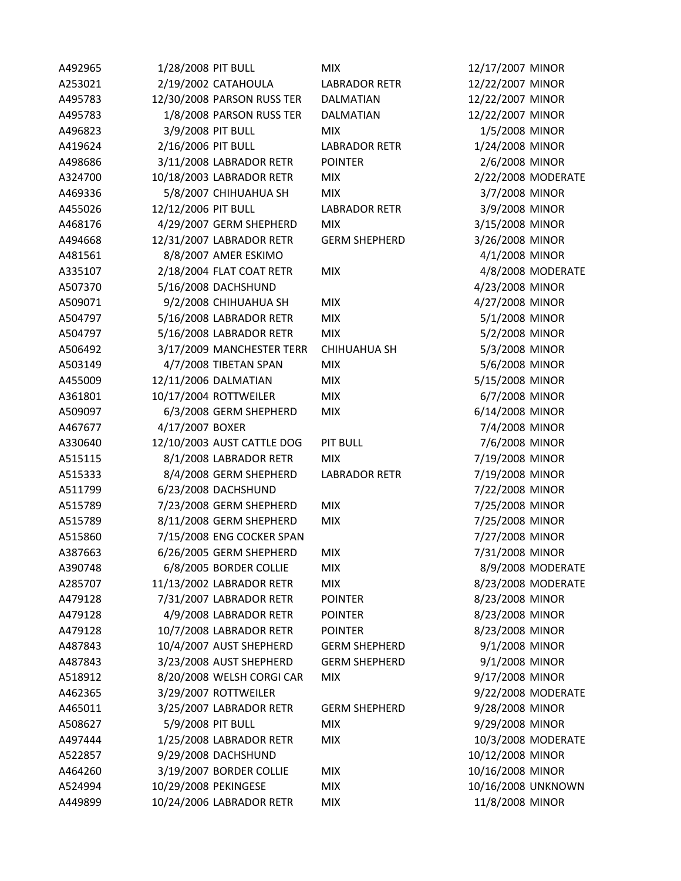| | | | | | |
|---|---|---|---|---|---|
| A492965 | 1/28/2008 | PIT BULL | MIX | 12/17/2007 | MINOR |
| A253021 | 2/19/2002 | CATAHOULA | LABRADOR RETR | 12/22/2007 | MINOR |
| A495783 | 12/30/2008 | PARSON RUSS TER | DALMATIAN | 12/22/2007 | MINOR |
| A495783 | 1/8/2008 | PARSON RUSS TER | DALMATIAN | 12/22/2007 | MINOR |
| A496823 | 3/9/2008 | PIT BULL | MIX | 1/5/2008 | MINOR |
| A419624 | 2/16/2006 | PIT BULL | LABRADOR RETR | 1/24/2008 | MINOR |
| A498686 | 3/11/2008 | LABRADOR RETR | POINTER | 2/6/2008 | MINOR |
| A324700 | 10/18/2003 | LABRADOR RETR | MIX | 2/22/2008 | MODERATE |
| A469336 | 5/8/2007 | CHIHUAHUA SH | MIX | 3/7/2008 | MINOR |
| A455026 | 12/12/2006 | PIT BULL | LABRADOR RETR | 3/9/2008 | MINOR |
| A468176 | 4/29/2007 | GERM SHEPHERD | MIX | 3/15/2008 | MINOR |
| A494668 | 12/31/2007 | LABRADOR RETR | GERM SHEPHERD | 3/26/2008 | MINOR |
| A481561 | 8/8/2007 | AMER ESKIMO | | 4/1/2008 | MINOR |
| A335107 | 2/18/2004 | FLAT COAT RETR | MIX | 4/8/2008 | MODERATE |
| A507370 | 5/16/2008 | DACHSHUND | | 4/23/2008 | MINOR |
| A509071 | 9/2/2008 | CHIHUAHUA SH | MIX | 4/27/2008 | MINOR |
| A504797 | 5/16/2008 | LABRADOR RETR | MIX | 5/1/2008 | MINOR |
| A504797 | 5/16/2008 | LABRADOR RETR | MIX | 5/2/2008 | MINOR |
| A506492 | 3/17/2009 | MANCHESTER TERR | CHIHUAHUA SH | 5/3/2008 | MINOR |
| A503149 | 4/7/2008 | TIBETAN SPAN | MIX | 5/6/2008 | MINOR |
| A455009 | 12/11/2006 | DALMATIAN | MIX | 5/15/2008 | MINOR |
| A361801 | 10/17/2004 | ROTTWEILER | MIX | 6/7/2008 | MINOR |
| A509097 | 6/3/2008 | GERM SHEPHERD | MIX | 6/14/2008 | MINOR |
| A467677 | 4/17/2007 | BOXER | | 7/4/2008 | MINOR |
| A330640 | 12/10/2003 | AUST CATTLE DOG | PIT BULL | 7/6/2008 | MINOR |
| A515115 | 8/1/2008 | LABRADOR RETR | MIX | 7/19/2008 | MINOR |
| A515333 | 8/4/2008 | GERM SHEPHERD | LABRADOR RETR | 7/19/2008 | MINOR |
| A511799 | 6/23/2008 | DACHSHUND | | 7/22/2008 | MINOR |
| A515789 | 7/23/2008 | GERM SHEPHERD | MIX | 7/25/2008 | MINOR |
| A515789 | 8/11/2008 | GERM SHEPHERD | MIX | 7/25/2008 | MINOR |
| A515860 | 7/15/2008 | ENG COCKER SPAN | | 7/27/2008 | MINOR |
| A387663 | 6/26/2005 | GERM SHEPHERD | MIX | 7/31/2008 | MINOR |
| A390748 | 6/8/2005 | BORDER COLLIE | MIX | 8/9/2008 | MODERATE |
| A285707 | 11/13/2002 | LABRADOR RETR | MIX | 8/23/2008 | MODERATE |
| A479128 | 7/31/2007 | LABRADOR RETR | POINTER | 8/23/2008 | MINOR |
| A479128 | 4/9/2008 | LABRADOR RETR | POINTER | 8/23/2008 | MINOR |
| A479128 | 10/7/2008 | LABRADOR RETR | POINTER | 8/23/2008 | MINOR |
| A487843 | 10/4/2007 | AUST SHEPHERD | GERM SHEPHERD | 9/1/2008 | MINOR |
| A487843 | 3/23/2008 | AUST SHEPHERD | GERM SHEPHERD | 9/1/2008 | MINOR |
| A518912 | 8/20/2008 | WELSH CORGI CAR | MIX | 9/17/2008 | MINOR |
| A462365 | 3/29/2007 | ROTTWEILER | | 9/22/2008 | MODERATE |
| A465011 | 3/25/2007 | LABRADOR RETR | GERM SHEPHERD | 9/28/2008 | MINOR |
| A508627 | 5/9/2008 | PIT BULL | MIX | 9/29/2008 | MINOR |
| A497444 | 1/25/2008 | LABRADOR RETR | MIX | 10/3/2008 | MODERATE |
| A522857 | 9/29/2008 | DACHSHUND | | 10/12/2008 | MINOR |
| A464260 | 3/19/2007 | BORDER COLLIE | MIX | 10/16/2008 | MINOR |
| A524994 | 10/29/2008 | PEKINGESE | MIX | 10/16/2008 | UNKNOWN |
| A449899 | 10/24/2006 | LABRADOR RETR | MIX | 11/8/2008 | MINOR |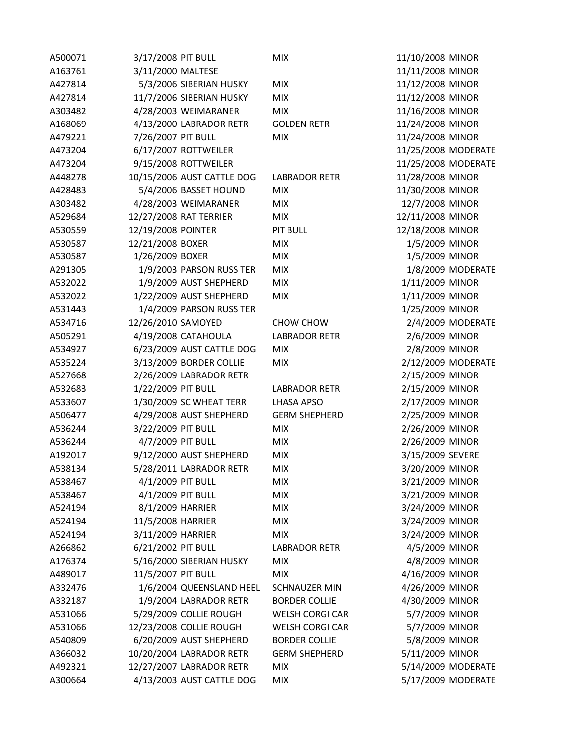| | | | | | |
|---|---|---|---|---|---|
| A500071 | 3/17/2008 | PIT BULL | MIX | 11/10/2008 | MINOR |
| A163761 | 3/11/2000 | MALTESE | | 11/11/2008 | MINOR |
| A427814 | 5/3/2006 | SIBERIAN HUSKY | MIX | 11/12/2008 | MINOR |
| A427814 | 11/7/2006 | SIBERIAN HUSKY | MIX | 11/12/2008 | MINOR |
| A303482 | 4/28/2003 | WEIMARANER | MIX | 11/16/2008 | MINOR |
| A168069 | 4/13/2000 | LABRADOR RETR | GOLDEN RETR | 11/24/2008 | MINOR |
| A479221 | 7/26/2007 | PIT BULL | MIX | 11/24/2008 | MINOR |
| A473204 | 6/17/2007 | ROTTWEILER | | 11/25/2008 | MODERATE |
| A473204 | 9/15/2008 | ROTTWEILER | | 11/25/2008 | MODERATE |
| A448278 | 10/15/2006 | AUST CATTLE DOG | LABRADOR RETR | 11/28/2008 | MINOR |
| A428483 | 5/4/2006 | BASSET HOUND | MIX | 11/30/2008 | MINOR |
| A303482 | 4/28/2003 | WEIMARANER | MIX | 12/7/2008 | MINOR |
| A529684 | 12/27/2008 | RAT TERRIER | MIX | 12/11/2008 | MINOR |
| A530559 | 12/19/2008 | POINTER | PIT BULL | 12/18/2008 | MINOR |
| A530587 | 12/21/2008 | BOXER | MIX | 1/5/2009 | MINOR |
| A530587 | 1/26/2009 | BOXER | MIX | 1/5/2009 | MINOR |
| A291305 | 1/9/2003 | PARSON RUSS TER | MIX | 1/8/2009 | MODERATE |
| A532022 | 1/9/2009 | AUST SHEPHERD | MIX | 1/11/2009 | MINOR |
| A532022 | 1/22/2009 | AUST SHEPHERD | MIX | 1/11/2009 | MINOR |
| A531443 | 1/4/2009 | PARSON RUSS TER | | 1/25/2009 | MINOR |
| A534716 | 12/26/2010 | SAMOYED | CHOW CHOW | 2/4/2009 | MODERATE |
| A505291 | 4/19/2008 | CATAHOULA | LABRADOR RETR | 2/6/2009 | MINOR |
| A534927 | 6/23/2009 | AUST CATTLE DOG | MIX | 2/8/2009 | MINOR |
| A535224 | 3/13/2009 | BORDER COLLIE | MIX | 2/12/2009 | MODERATE |
| A527668 | 2/26/2009 | LABRADOR RETR | | 2/15/2009 | MINOR |
| A532683 | 1/22/2009 | PIT BULL | LABRADOR RETR | 2/15/2009 | MINOR |
| A533607 | 1/30/2009 | SC WHEAT TERR | LHASA APSO | 2/17/2009 | MINOR |
| A506477 | 4/29/2008 | AUST SHEPHERD | GERM SHEPHERD | 2/25/2009 | MINOR |
| A536244 | 3/22/2009 | PIT BULL | MIX | 2/26/2009 | MINOR |
| A536244 | 4/7/2009 | PIT BULL | MIX | 2/26/2009 | MINOR |
| A192017 | 9/12/2000 | AUST SHEPHERD | MIX | 3/15/2009 | SEVERE |
| A538134 | 5/28/2011 | LABRADOR RETR | MIX | 3/20/2009 | MINOR |
| A538467 | 4/1/2009 | PIT BULL | MIX | 3/21/2009 | MINOR |
| A538467 | 4/1/2009 | PIT BULL | MIX | 3/21/2009 | MINOR |
| A524194 | 8/1/2009 | HARRIER | MIX | 3/24/2009 | MINOR |
| A524194 | 11/5/2008 | HARRIER | MIX | 3/24/2009 | MINOR |
| A524194 | 3/11/2009 | HARRIER | MIX | 3/24/2009 | MINOR |
| A266862 | 6/21/2002 | PIT BULL | LABRADOR RETR | 4/5/2009 | MINOR |
| A176374 | 5/16/2000 | SIBERIAN HUSKY | MIX | 4/8/2009 | MINOR |
| A489017 | 11/5/2007 | PIT BULL | MIX | 4/16/2009 | MINOR |
| A332476 | 1/6/2004 | QUEENSLAND HEEL | SCHNAUZER MIN | 4/26/2009 | MINOR |
| A332187 | 1/9/2004 | LABRADOR RETR | BORDER COLLIE | 4/30/2009 | MINOR |
| A531066 | 5/29/2009 | COLLIE ROUGH | WELSH CORGI CAR | 5/7/2009 | MINOR |
| A531066 | 12/23/2008 | COLLIE ROUGH | WELSH CORGI CAR | 5/7/2009 | MINOR |
| A540809 | 6/20/2009 | AUST SHEPHERD | BORDER COLLIE | 5/8/2009 | MINOR |
| A366032 | 10/20/2004 | LABRADOR RETR | GERM SHEPHERD | 5/11/2009 | MINOR |
| A492321 | 12/27/2007 | LABRADOR RETR | MIX | 5/14/2009 | MODERATE |
| A300664 | 4/13/2003 | AUST CATTLE DOG | MIX | 5/17/2009 | MODERATE |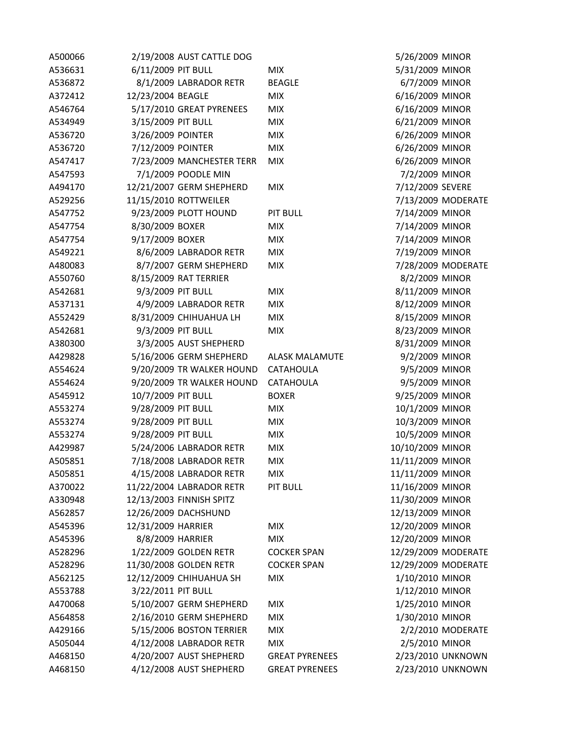| | | | | | |
|---|---|---|---|---|---|
| A500066 | 2/19/2008 | AUST CATTLE DOG | | 5/26/2009 | MINOR |
| A536631 | 6/11/2009 | PIT BULL | MIX | 5/31/2009 | MINOR |
| A536872 | 8/1/2009 | LABRADOR RETR | BEAGLE | 6/7/2009 | MINOR |
| A372412 | 12/23/2004 | BEAGLE | MIX | 6/16/2009 | MINOR |
| A546764 | 5/17/2010 | GREAT PYRENEES | MIX | 6/16/2009 | MINOR |
| A534949 | 3/15/2009 | PIT BULL | MIX | 6/21/2009 | MINOR |
| A536720 | 3/26/2009 | POINTER | MIX | 6/26/2009 | MINOR |
| A536720 | 7/12/2009 | POINTER | MIX | 6/26/2009 | MINOR |
| A547417 | 7/23/2009 | MANCHESTER TERR | MIX | 6/26/2009 | MINOR |
| A547593 | 7/1/2009 | POODLE MIN | | 7/2/2009 | MINOR |
| A494170 | 12/21/2007 | GERM SHEPHERD | MIX | 7/12/2009 | SEVERE |
| A529256 | 11/15/2010 | ROTTWEILER | | 7/13/2009 | MODERATE |
| A547752 | 9/23/2009 | PLOTT HOUND | PIT BULL | 7/14/2009 | MINOR |
| A547754 | 8/30/2009 | BOXER | MIX | 7/14/2009 | MINOR |
| A547754 | 9/17/2009 | BOXER | MIX | 7/14/2009 | MINOR |
| A549221 | 8/6/2009 | LABRADOR RETR | MIX | 7/19/2009 | MINOR |
| A480083 | 8/7/2007 | GERM SHEPHERD | MIX | 7/28/2009 | MODERATE |
| A550760 | 8/15/2009 | RAT TERRIER | | 8/2/2009 | MINOR |
| A542681 | 9/3/2009 | PIT BULL | MIX | 8/11/2009 | MINOR |
| A537131 | 4/9/2009 | LABRADOR RETR | MIX | 8/12/2009 | MINOR |
| A552429 | 8/31/2009 | CHIHUAHUA LH | MIX | 8/15/2009 | MINOR |
| A542681 | 9/3/2009 | PIT BULL | MIX | 8/23/2009 | MINOR |
| A380300 | 3/3/2005 | AUST SHEPHERD | | 8/31/2009 | MINOR |
| A429828 | 5/16/2006 | GERM SHEPHERD | ALASK MALAMUTE | 9/2/2009 | MINOR |
| A554624 | 9/20/2009 | TR WALKER HOUND | CATAHOULA | 9/5/2009 | MINOR |
| A554624 | 9/20/2009 | TR WALKER HOUND | CATAHOULA | 9/5/2009 | MINOR |
| A545912 | 10/7/2009 | PIT BULL | BOXER | 9/25/2009 | MINOR |
| A553274 | 9/28/2009 | PIT BULL | MIX | 10/1/2009 | MINOR |
| A553274 | 9/28/2009 | PIT BULL | MIX | 10/3/2009 | MINOR |
| A553274 | 9/28/2009 | PIT BULL | MIX | 10/5/2009 | MINOR |
| A429987 | 5/24/2006 | LABRADOR RETR | MIX | 10/10/2009 | MINOR |
| A505851 | 7/18/2008 | LABRADOR RETR | MIX | 11/11/2009 | MINOR |
| A505851 | 4/15/2008 | LABRADOR RETR | MIX | 11/11/2009 | MINOR |
| A370022 | 11/22/2004 | LABRADOR RETR | PIT BULL | 11/16/2009 | MINOR |
| A330948 | 12/13/2003 | FINNISH SPITZ | | 11/30/2009 | MINOR |
| A562857 | 12/26/2009 | DACHSHUND | | 12/13/2009 | MINOR |
| A545396 | 12/31/2009 | HARRIER | MIX | 12/20/2009 | MINOR |
| A545396 | 8/8/2009 | HARRIER | MIX | 12/20/2009 | MINOR |
| A528296 | 1/22/2009 | GOLDEN RETR | COCKER SPAN | 12/29/2009 | MODERATE |
| A528296 | 11/30/2008 | GOLDEN RETR | COCKER SPAN | 12/29/2009 | MODERATE |
| A562125 | 12/12/2009 | CHIHUAHUA SH | MIX | 1/10/2010 | MINOR |
| A553788 | 3/22/2011 | PIT BULL | | 1/12/2010 | MINOR |
| A470068 | 5/10/2007 | GERM SHEPHERD | MIX | 1/25/2010 | MINOR |
| A564858 | 2/16/2010 | GERM SHEPHERD | MIX | 1/30/2010 | MINOR |
| A429166 | 5/15/2006 | BOSTON TERRIER | MIX | 2/2/2010 | MODERATE |
| A505044 | 4/12/2008 | LABRADOR RETR | MIX | 2/5/2010 | MINOR |
| A468150 | 4/20/2007 | AUST SHEPHERD | GREAT PYRENEES | 2/23/2010 | UNKNOWN |
| A468150 | 4/12/2008 | AUST SHEPHERD | GREAT PYRENEES | 2/23/2010 | UNKNOWN |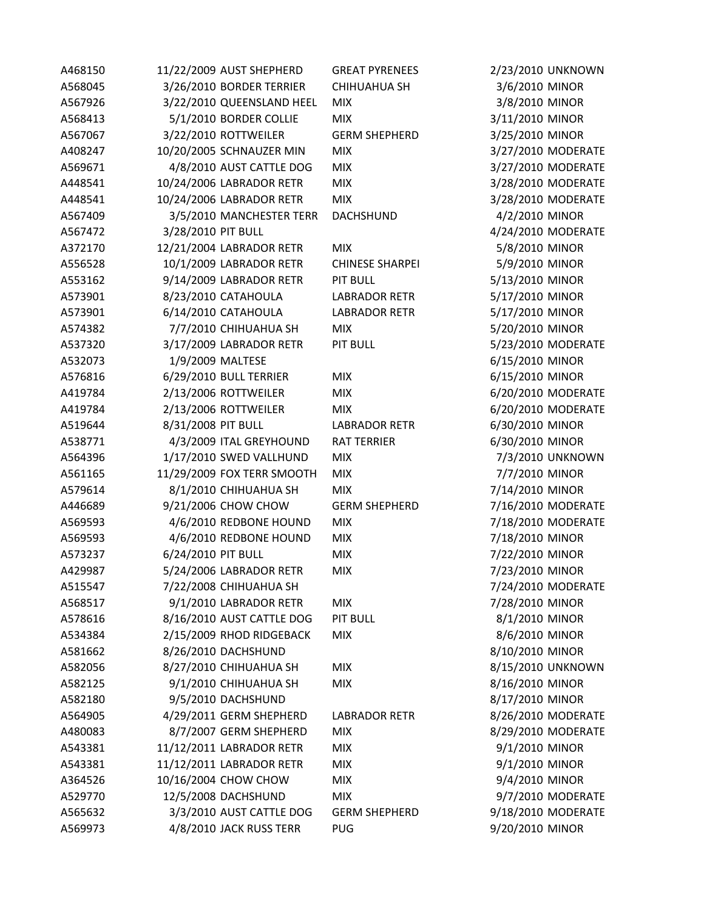| | | | | | |
|---|---|---|---|---|---|
| A468150 | 11/22/2009 | AUST SHEPHERD | GREAT PYRENEES | 2/23/2010 | UNKNOWN |
| A568045 | 3/26/2010 | BORDER TERRIER | CHIHUAHUA SH | 3/6/2010 | MINOR |
| A567926 | 3/22/2010 | QUEENSLAND HEEL | MIX | 3/8/2010 | MINOR |
| A568413 | 5/1/2010 | BORDER COLLIE | MIX | 3/11/2010 | MINOR |
| A567067 | 3/22/2010 | ROTTWEILER | GERM SHEPHERD | 3/25/2010 | MINOR |
| A408247 | 10/20/2005 | SCHNAUZER MIN | MIX | 3/27/2010 | MODERATE |
| A569671 | 4/8/2010 | AUST CATTLE DOG | MIX | 3/27/2010 | MODERATE |
| A448541 | 10/24/2006 | LABRADOR RETR | MIX | 3/28/2010 | MODERATE |
| A448541 | 10/24/2006 | LABRADOR RETR | MIX | 3/28/2010 | MODERATE |
| A567409 | 3/5/2010 | MANCHESTER TERR | DACHSHUND | 4/2/2010 | MINOR |
| A567472 | 3/28/2010 | PIT BULL | | 4/24/2010 | MODERATE |
| A372170 | 12/21/2004 | LABRADOR RETR | MIX | 5/8/2010 | MINOR |
| A556528 | 10/1/2009 | LABRADOR RETR | CHINESE SHARPEI | 5/9/2010 | MINOR |
| A553162 | 9/14/2009 | LABRADOR RETR | PIT BULL | 5/13/2010 | MINOR |
| A573901 | 8/23/2010 | CATAHOULA | LABRADOR RETR | 5/17/2010 | MINOR |
| A573901 | 6/14/2010 | CATAHOULA | LABRADOR RETR | 5/17/2010 | MINOR |
| A574382 | 7/7/2010 | CHIHUAHUA SH | MIX | 5/20/2010 | MINOR |
| A537320 | 3/17/2009 | LABRADOR RETR | PIT BULL | 5/23/2010 | MODERATE |
| A532073 | 1/9/2009 | MALTESE | | 6/15/2010 | MINOR |
| A576816 | 6/29/2010 | BULL TERRIER | MIX | 6/15/2010 | MINOR |
| A419784 | 2/13/2006 | ROTTWEILER | MIX | 6/20/2010 | MODERATE |
| A419784 | 2/13/2006 | ROTTWEILER | MIX | 6/20/2010 | MODERATE |
| A519644 | 8/31/2008 | PIT BULL | LABRADOR RETR | 6/30/2010 | MINOR |
| A538771 | 4/3/2009 | ITAL GREYHOUND | RAT TERRIER | 6/30/2010 | MINOR |
| A564396 | 1/17/2010 | SWED VALLHUND | MIX | 7/3/2010 | UNKNOWN |
| A561165 | 11/29/2009 | FOX TERR SMOOTH | MIX | 7/7/2010 | MINOR |
| A579614 | 8/1/2010 | CHIHUAHUA SH | MIX | 7/14/2010 | MINOR |
| A446689 | 9/21/2006 | CHOW CHOW | GERM SHEPHERD | 7/16/2010 | MODERATE |
| A569593 | 4/6/2010 | REDBONE HOUND | MIX | 7/18/2010 | MODERATE |
| A569593 | 4/6/2010 | REDBONE HOUND | MIX | 7/18/2010 | MINOR |
| A573237 | 6/24/2010 | PIT BULL | MIX | 7/22/2010 | MINOR |
| A429987 | 5/24/2006 | LABRADOR RETR | MIX | 7/23/2010 | MINOR |
| A515547 | 7/22/2008 | CHIHUAHUA SH | | 7/24/2010 | MODERATE |
| A568517 | 9/1/2010 | LABRADOR RETR | MIX | 7/28/2010 | MINOR |
| A578616 | 8/16/2010 | AUST CATTLE DOG | PIT BULL | 8/1/2010 | MINOR |
| A534384 | 2/15/2009 | RHOD RIDGEBACK | MIX | 8/6/2010 | MINOR |
| A581662 | 8/26/2010 | DACHSHUND | | 8/10/2010 | MINOR |
| A582056 | 8/27/2010 | CHIHUAHUA SH | MIX | 8/15/2010 | UNKNOWN |
| A582125 | 9/1/2010 | CHIHUAHUA SH | MIX | 8/16/2010 | MINOR |
| A582180 | 9/5/2010 | DACHSHUND | | 8/17/2010 | MINOR |
| A564905 | 4/29/2011 | GERM SHEPHERD | LABRADOR RETR | 8/26/2010 | MODERATE |
| A480083 | 8/7/2007 | GERM SHEPHERD | MIX | 8/29/2010 | MODERATE |
| A543381 | 11/12/2011 | LABRADOR RETR | MIX | 9/1/2010 | MINOR |
| A543381 | 11/12/2011 | LABRADOR RETR | MIX | 9/1/2010 | MINOR |
| A364526 | 10/16/2004 | CHOW CHOW | MIX | 9/4/2010 | MINOR |
| A529770 | 12/5/2008 | DACHSHUND | MIX | 9/7/2010 | MODERATE |
| A565632 | 3/3/2010 | AUST CATTLE DOG | GERM SHEPHERD | 9/18/2010 | MODERATE |
| A569973 | 4/8/2010 | JACK RUSS TERR | PUG | 9/20/2010 | MINOR |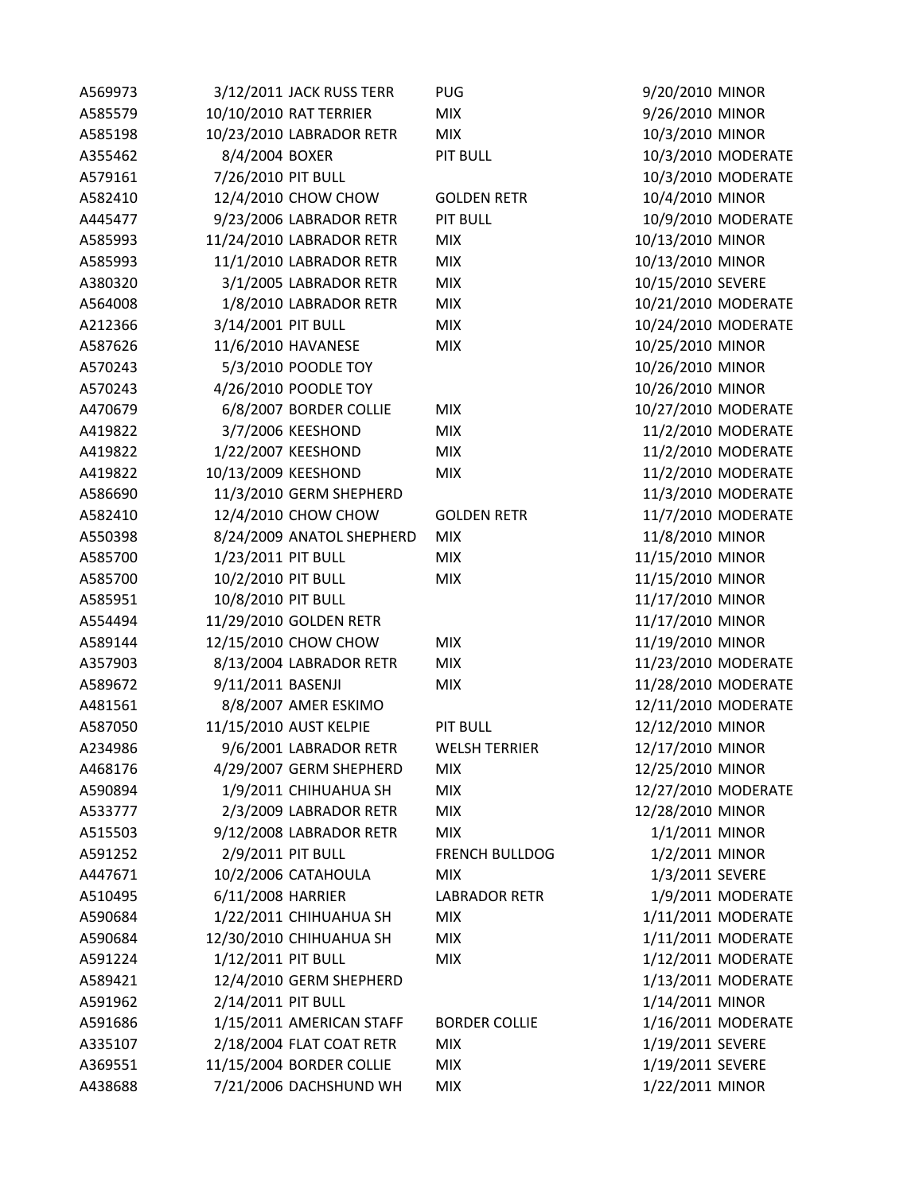| | | | | | |
|---|---|---|---|---|---|
| A569973 | 3/12/2011 | JACK RUSS TERR | PUG | 9/20/2010 | MINOR |
| A585579 | 10/10/2010 | RAT TERRIER | MIX | 9/26/2010 | MINOR |
| A585198 | 10/23/2010 | LABRADOR RETR | MIX | 10/3/2010 | MINOR |
| A355462 | 8/4/2004 | BOXER | PIT BULL | 10/3/2010 | MODERATE |
| A579161 | 7/26/2010 | PIT BULL | | 10/3/2010 | MODERATE |
| A582410 | 12/4/2010 | CHOW CHOW | GOLDEN RETR | 10/4/2010 | MINOR |
| A445477 | 9/23/2006 | LABRADOR RETR | PIT BULL | 10/9/2010 | MODERATE |
| A585993 | 11/24/2010 | LABRADOR RETR | MIX | 10/13/2010 | MINOR |
| A585993 | 11/1/2010 | LABRADOR RETR | MIX | 10/13/2010 | MINOR |
| A380320 | 3/1/2005 | LABRADOR RETR | MIX | 10/15/2010 | SEVERE |
| A564008 | 1/8/2010 | LABRADOR RETR | MIX | 10/21/2010 | MODERATE |
| A212366 | 3/14/2001 | PIT BULL | MIX | 10/24/2010 | MODERATE |
| A587626 | 11/6/2010 | HAVANESE | MIX | 10/25/2010 | MINOR |
| A570243 | 5/3/2010 | POODLE TOY | | 10/26/2010 | MINOR |
| A570243 | 4/26/2010 | POODLE TOY | | 10/26/2010 | MINOR |
| A470679 | 6/8/2007 | BORDER COLLIE | MIX | 10/27/2010 | MODERATE |
| A419822 | 3/7/2006 | KEESHOND | MIX | 11/2/2010 | MODERATE |
| A419822 | 1/22/2007 | KEESHOND | MIX | 11/2/2010 | MODERATE |
| A419822 | 10/13/2009 | KEESHOND | MIX | 11/2/2010 | MODERATE |
| A586690 | 11/3/2010 | GERM SHEPHERD | | 11/3/2010 | MODERATE |
| A582410 | 12/4/2010 | CHOW CHOW | GOLDEN RETR | 11/7/2010 | MODERATE |
| A550398 | 8/24/2009 | ANATOL SHEPHERD | MIX | 11/8/2010 | MINOR |
| A585700 | 1/23/2011 | PIT BULL | MIX | 11/15/2010 | MINOR |
| A585700 | 10/2/2010 | PIT BULL | MIX | 11/15/2010 | MINOR |
| A585951 | 10/8/2010 | PIT BULL | | 11/17/2010 | MINOR |
| A554494 | 11/29/2010 | GOLDEN RETR | | 11/17/2010 | MINOR |
| A589144 | 12/15/2010 | CHOW CHOW | MIX | 11/19/2010 | MINOR |
| A357903 | 8/13/2004 | LABRADOR RETR | MIX | 11/23/2010 | MODERATE |
| A589672 | 9/11/2011 | BASENJI | MIX | 11/28/2010 | MODERATE |
| A481561 | 8/8/2007 | AMER ESKIMO | | 12/11/2010 | MODERATE |
| A587050 | 11/15/2010 | AUST KELPIE | PIT BULL | 12/12/2010 | MINOR |
| A234986 | 9/6/2001 | LABRADOR RETR | WELSH TERRIER | 12/17/2010 | MINOR |
| A468176 | 4/29/2007 | GERM SHEPHERD | MIX | 12/25/2010 | MINOR |
| A590894 | 1/9/2011 | CHIHUAHUA SH | MIX | 12/27/2010 | MODERATE |
| A533777 | 2/3/2009 | LABRADOR RETR | MIX | 12/28/2010 | MINOR |
| A515503 | 9/12/2008 | LABRADOR RETR | MIX | 1/1/2011 | MINOR |
| A591252 | 2/9/2011 | PIT BULL | FRENCH BULLDOG | 1/2/2011 | MINOR |
| A447671 | 10/2/2006 | CATAHOULA | MIX | 1/3/2011 | SEVERE |
| A510495 | 6/11/2008 | HARRIER | LABRADOR RETR | 1/9/2011 | MODERATE |
| A590684 | 1/22/2011 | CHIHUAHUA SH | MIX | 1/11/2011 | MODERATE |
| A590684 | 12/30/2010 | CHIHUAHUA SH | MIX | 1/11/2011 | MODERATE |
| A591224 | 1/12/2011 | PIT BULL | MIX | 1/12/2011 | MODERATE |
| A589421 | 12/4/2010 | GERM SHEPHERD | | 1/13/2011 | MODERATE |
| A591962 | 2/14/2011 | PIT BULL | | 1/14/2011 | MINOR |
| A591686 | 1/15/2011 | AMERICAN STAFF | BORDER COLLIE | 1/16/2011 | MODERATE |
| A335107 | 2/18/2004 | FLAT COAT RETR | MIX | 1/19/2011 | SEVERE |
| A369551 | 11/15/2004 | BORDER COLLIE | MIX | 1/19/2011 | SEVERE |
| A438688 | 7/21/2006 | DACHSHUND WH | MIX | 1/22/2011 | MINOR |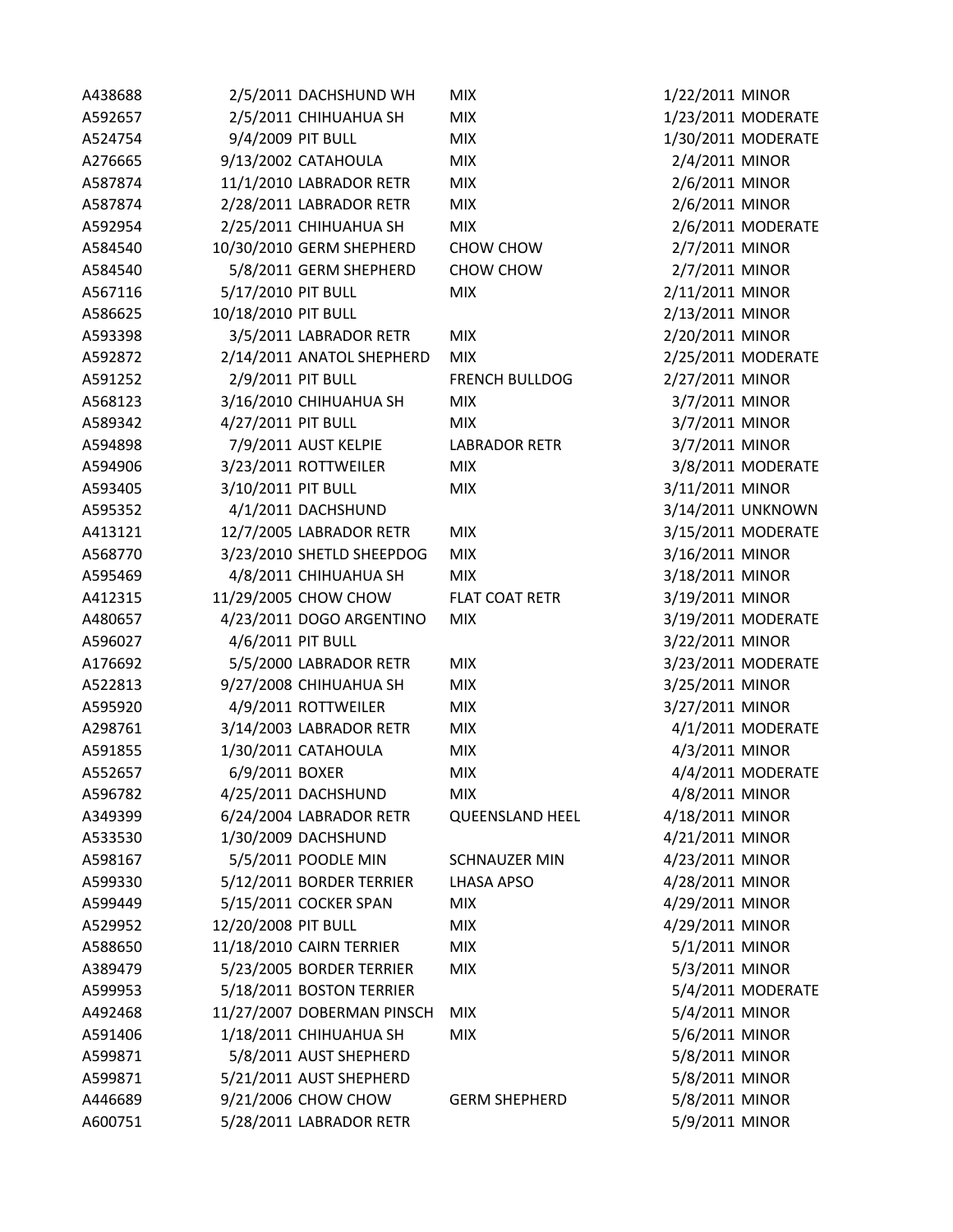| | | | | | |
|---|---|---|---|---|---|
| A438688 | 2/5/2011 | DACHSHUND WH | MIX | 1/22/2011 | MINOR |
| A592657 | 2/5/2011 | CHIHUAHUA SH | MIX | 1/23/2011 | MODERATE |
| A524754 | 9/4/2009 | PIT BULL | MIX | 1/30/2011 | MODERATE |
| A276665 | 9/13/2002 | CATAHOULA | MIX | 2/4/2011 | MINOR |
| A587874 | 11/1/2010 | LABRADOR RETR | MIX | 2/6/2011 | MINOR |
| A587874 | 2/28/2011 | LABRADOR RETR | MIX | 2/6/2011 | MINOR |
| A592954 | 2/25/2011 | CHIHUAHUA SH | MIX | 2/6/2011 | MODERATE |
| A584540 | 10/30/2010 | GERM SHEPHERD | CHOW CHOW | 2/7/2011 | MINOR |
| A584540 | 5/8/2011 | GERM SHEPHERD | CHOW CHOW | 2/7/2011 | MINOR |
| A567116 | 5/17/2010 | PIT BULL | MIX | 2/11/2011 | MINOR |
| A586625 | 10/18/2010 | PIT BULL | | 2/13/2011 | MINOR |
| A593398 | 3/5/2011 | LABRADOR RETR | MIX | 2/20/2011 | MINOR |
| A592872 | 2/14/2011 | ANATOL SHEPHERD | MIX | 2/25/2011 | MODERATE |
| A591252 | 2/9/2011 | PIT BULL | FRENCH BULLDOG | 2/27/2011 | MINOR |
| A568123 | 3/16/2010 | CHIHUAHUA SH | MIX | 3/7/2011 | MINOR |
| A589342 | 4/27/2011 | PIT BULL | MIX | 3/7/2011 | MINOR |
| A594898 | 7/9/2011 | AUST KELPIE | LABRADOR RETR | 3/7/2011 | MINOR |
| A594906 | 3/23/2011 | ROTTWEILER | MIX | 3/8/2011 | MODERATE |
| A593405 | 3/10/2011 | PIT BULL | MIX | 3/11/2011 | MINOR |
| A595352 | 4/1/2011 | DACHSHUND | | 3/14/2011 | UNKNOWN |
| A413121 | 12/7/2005 | LABRADOR RETR | MIX | 3/15/2011 | MODERATE |
| A568770 | 3/23/2010 | SHETLD SHEEPDOG | MIX | 3/16/2011 | MINOR |
| A595469 | 4/8/2011 | CHIHUAHUA SH | MIX | 3/18/2011 | MINOR |
| A412315 | 11/29/2005 | CHOW CHOW | FLAT COAT RETR | 3/19/2011 | MINOR |
| A480657 | 4/23/2011 | DOGO ARGENTINO | MIX | 3/19/2011 | MODERATE |
| A596027 | 4/6/2011 | PIT BULL | | 3/22/2011 | MINOR |
| A176692 | 5/5/2000 | LABRADOR RETR | MIX | 3/23/2011 | MODERATE |
| A522813 | 9/27/2008 | CHIHUAHUA SH | MIX | 3/25/2011 | MINOR |
| A595920 | 4/9/2011 | ROTTWEILER | MIX | 3/27/2011 | MINOR |
| A298761 | 3/14/2003 | LABRADOR RETR | MIX | 4/1/2011 | MODERATE |
| A591855 | 1/30/2011 | CATAHOULA | MIX | 4/3/2011 | MINOR |
| A552657 | 6/9/2011 | BOXER | MIX | 4/4/2011 | MODERATE |
| A596782 | 4/25/2011 | DACHSHUND | MIX | 4/8/2011 | MINOR |
| A349399 | 6/24/2004 | LABRADOR RETR | QUEENSLAND HEEL | 4/18/2011 | MINOR |
| A533530 | 1/30/2009 | DACHSHUND | | 4/21/2011 | MINOR |
| A598167 | 5/5/2011 | POODLE MIN | SCHNAUZER MIN | 4/23/2011 | MINOR |
| A599330 | 5/12/2011 | BORDER TERRIER | LHASA APSO | 4/28/2011 | MINOR |
| A599449 | 5/15/2011 | COCKER SPAN | MIX | 4/29/2011 | MINOR |
| A529952 | 12/20/2008 | PIT BULL | MIX | 4/29/2011 | MINOR |
| A588650 | 11/18/2010 | CAIRN TERRIER | MIX | 5/1/2011 | MINOR |
| A389479 | 5/23/2005 | BORDER TERRIER | MIX | 5/3/2011 | MINOR |
| A599953 | 5/18/2011 | BOSTON TERRIER | | 5/4/2011 | MODERATE |
| A492468 | 11/27/2007 | DOBERMAN PINSCH | MIX | 5/4/2011 | MINOR |
| A591406 | 1/18/2011 | CHIHUAHUA SH | MIX | 5/6/2011 | MINOR |
| A599871 | 5/8/2011 | AUST SHEPHERD | | 5/8/2011 | MINOR |
| A599871 | 5/21/2011 | AUST SHEPHERD | | 5/8/2011 | MINOR |
| A446689 | 9/21/2006 | CHOW CHOW | GERM SHEPHERD | 5/8/2011 | MINOR |
| A600751 | 5/28/2011 | LABRADOR RETR | | 5/9/2011 | MINOR |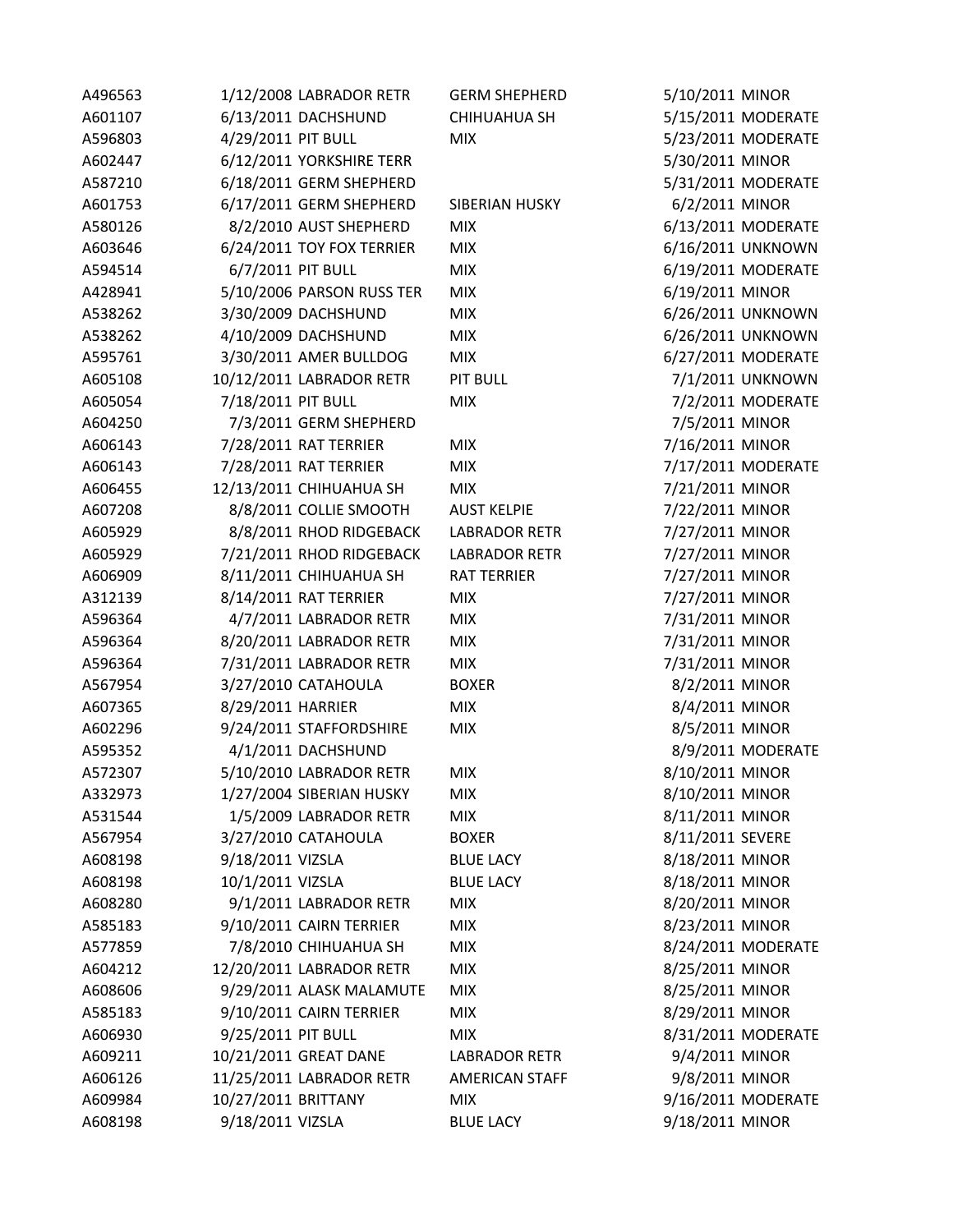| | | | | | |
|---|---|---|---|---|---|
| A496563 | 1/12/2008 | LABRADOR RETR | GERM SHEPHERD | 5/10/2011 | MINOR |
| A601107 | 6/13/2011 | DACHSHUND | CHIHUAHUA SH | 5/15/2011 | MODERATE |
| A596803 | 4/29/2011 | PIT BULL | MIX | 5/23/2011 | MODERATE |
| A602447 | 6/12/2011 | YORKSHIRE TERR | | 5/30/2011 | MINOR |
| A587210 | 6/18/2011 | GERM SHEPHERD | | 5/31/2011 | MODERATE |
| A601753 | 6/17/2011 | GERM SHEPHERD | SIBERIAN HUSKY | 6/2/2011 | MINOR |
| A580126 | 8/2/2010 | AUST SHEPHERD | MIX | 6/13/2011 | MODERATE |
| A603646 | 6/24/2011 | TOY FOX TERRIER | MIX | 6/16/2011 | UNKNOWN |
| A594514 | 6/7/2011 | PIT BULL | MIX | 6/19/2011 | MODERATE |
| A428941 | 5/10/2006 | PARSON RUSS TER | MIX | 6/19/2011 | MINOR |
| A538262 | 3/30/2009 | DACHSHUND | MIX | 6/26/2011 | UNKNOWN |
| A538262 | 4/10/2009 | DACHSHUND | MIX | 6/26/2011 | UNKNOWN |
| A595761 | 3/30/2011 | AMER BULLDOG | MIX | 6/27/2011 | MODERATE |
| A605108 | 10/12/2011 | LABRADOR RETR | PIT BULL | 7/1/2011 | UNKNOWN |
| A605054 | 7/18/2011 | PIT BULL | MIX | 7/2/2011 | MODERATE |
| A604250 | 7/3/2011 | GERM SHEPHERD | | 7/5/2011 | MINOR |
| A606143 | 7/28/2011 | RAT TERRIER | MIX | 7/16/2011 | MINOR |
| A606143 | 7/28/2011 | RAT TERRIER | MIX | 7/17/2011 | MODERATE |
| A606455 | 12/13/2011 | CHIHUAHUA SH | MIX | 7/21/2011 | MINOR |
| A607208 | 8/8/2011 | COLLIE SMOOTH | AUST KELPIE | 7/22/2011 | MINOR |
| A605929 | 8/8/2011 | RHOD RIDGEBACK | LABRADOR RETR | 7/27/2011 | MINOR |
| A605929 | 7/21/2011 | RHOD RIDGEBACK | LABRADOR RETR | 7/27/2011 | MINOR |
| A606909 | 8/11/2011 | CHIHUAHUA SH | RAT TERRIER | 7/27/2011 | MINOR |
| A312139 | 8/14/2011 | RAT TERRIER | MIX | 7/27/2011 | MINOR |
| A596364 | 4/7/2011 | LABRADOR RETR | MIX | 7/31/2011 | MINOR |
| A596364 | 8/20/2011 | LABRADOR RETR | MIX | 7/31/2011 | MINOR |
| A596364 | 7/31/2011 | LABRADOR RETR | MIX | 7/31/2011 | MINOR |
| A567954 | 3/27/2010 | CATAHOULA | BOXER | 8/2/2011 | MINOR |
| A607365 | 8/29/2011 | HARRIER | MIX | 8/4/2011 | MINOR |
| A602296 | 9/24/2011 | STAFFORDSHIRE | MIX | 8/5/2011 | MINOR |
| A595352 | 4/1/2011 | DACHSHUND | | 8/9/2011 | MODERATE |
| A572307 | 5/10/2010 | LABRADOR RETR | MIX | 8/10/2011 | MINOR |
| A332973 | 1/27/2004 | SIBERIAN HUSKY | MIX | 8/10/2011 | MINOR |
| A531544 | 1/5/2009 | LABRADOR RETR | MIX | 8/11/2011 | MINOR |
| A567954 | 3/27/2010 | CATAHOULA | BOXER | 8/11/2011 | SEVERE |
| A608198 | 9/18/2011 | VIZSLA | BLUE LACY | 8/18/2011 | MINOR |
| A608198 | 10/1/2011 | VIZSLA | BLUE LACY | 8/18/2011 | MINOR |
| A608280 | 9/1/2011 | LABRADOR RETR | MIX | 8/20/2011 | MINOR |
| A585183 | 9/10/2011 | CAIRN TERRIER | MIX | 8/23/2011 | MINOR |
| A577859 | 7/8/2010 | CHIHUAHUA SH | MIX | 8/24/2011 | MODERATE |
| A604212 | 12/20/2011 | LABRADOR RETR | MIX | 8/25/2011 | MINOR |
| A608606 | 9/29/2011 | ALASK MALAMUTE | MIX | 8/25/2011 | MINOR |
| A585183 | 9/10/2011 | CAIRN TERRIER | MIX | 8/29/2011 | MINOR |
| A606930 | 9/25/2011 | PIT BULL | MIX | 8/31/2011 | MODERATE |
| A609211 | 10/21/2011 | GREAT DANE | LABRADOR RETR | 9/4/2011 | MINOR |
| A606126 | 11/25/2011 | LABRADOR RETR | AMERICAN STAFF | 9/8/2011 | MINOR |
| A609984 | 10/27/2011 | BRITTANY | MIX | 9/16/2011 | MODERATE |
| A608198 | 9/18/2011 | VIZSLA | BLUE LACY | 9/18/2011 | MINOR |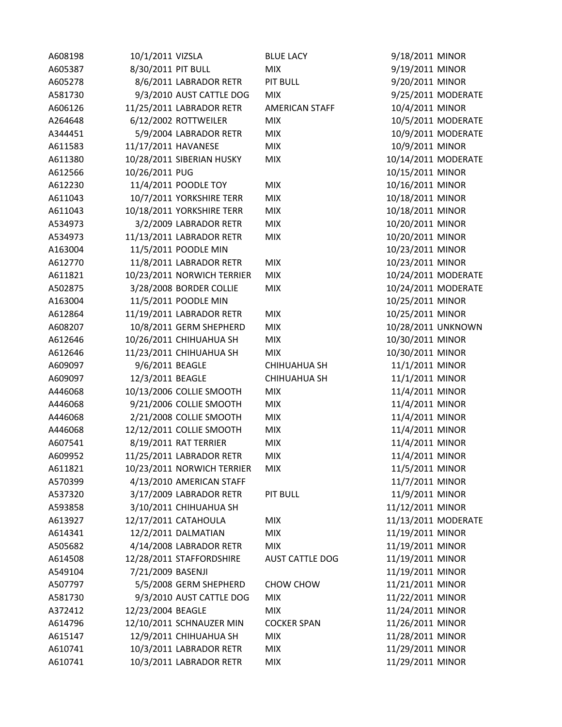| | | | | | |
|---|---|---|---|---|---|
| A608198 | 10/1/2011 | VIZSLA | BLUE LACY | 9/18/2011 | MINOR |
| A605387 | 8/30/2011 | PIT BULL | MIX | 9/19/2011 | MINOR |
| A605278 | 8/6/2011 | LABRADOR RETR | PIT BULL | 9/20/2011 | MINOR |
| A581730 | 9/3/2010 | AUST CATTLE DOG | MIX | 9/25/2011 | MODERATE |
| A606126 | 11/25/2011 | LABRADOR RETR | AMERICAN STAFF | 10/4/2011 | MINOR |
| A264648 | 6/12/2002 | ROTTWEILER | MIX | 10/5/2011 | MODERATE |
| A344451 | 5/9/2004 | LABRADOR RETR | MIX | 10/9/2011 | MODERATE |
| A611583 | 11/17/2011 | HAVANESE | MIX | 10/9/2011 | MINOR |
| A611380 | 10/28/2011 | SIBERIAN HUSKY | MIX | 10/14/2011 | MODERATE |
| A612566 | 10/26/2011 | PUG | | 10/15/2011 | MINOR |
| A612230 | 11/4/2011 | POODLE TOY | MIX | 10/16/2011 | MINOR |
| A611043 | 10/7/2011 | YORKSHIRE TERR | MIX | 10/18/2011 | MINOR |
| A611043 | 10/18/2011 | YORKSHIRE TERR | MIX | 10/18/2011 | MINOR |
| A534973 | 3/2/2009 | LABRADOR RETR | MIX | 10/20/2011 | MINOR |
| A534973 | 11/13/2011 | LABRADOR RETR | MIX | 10/20/2011 | MINOR |
| A163004 | 11/5/2011 | POODLE MIN | | 10/23/2011 | MINOR |
| A612770 | 11/8/2011 | LABRADOR RETR | MIX | 10/23/2011 | MINOR |
| A611821 | 10/23/2011 | NORWICH TERRIER | MIX | 10/24/2011 | MODERATE |
| A502875 | 3/28/2008 | BORDER COLLIE | MIX | 10/24/2011 | MODERATE |
| A163004 | 11/5/2011 | POODLE MIN | | 10/25/2011 | MINOR |
| A612864 | 11/19/2011 | LABRADOR RETR | MIX | 10/25/2011 | MINOR |
| A608207 | 10/8/2011 | GERM SHEPHERD | MIX | 10/28/2011 | UNKNOWN |
| A612646 | 10/26/2011 | CHIHUAHUA SH | MIX | 10/30/2011 | MINOR |
| A612646 | 11/23/2011 | CHIHUAHUA SH | MIX | 10/30/2011 | MINOR |
| A609097 | 9/6/2011 | BEAGLE | CHIHUAHUA SH | 11/1/2011 | MINOR |
| A609097 | 12/3/2011 | BEAGLE | CHIHUAHUA SH | 11/1/2011 | MINOR |
| A446068 | 10/13/2006 | COLLIE SMOOTH | MIX | 11/4/2011 | MINOR |
| A446068 | 9/21/2006 | COLLIE SMOOTH | MIX | 11/4/2011 | MINOR |
| A446068 | 2/21/2008 | COLLIE SMOOTH | MIX | 11/4/2011 | MINOR |
| A446068 | 12/12/2011 | COLLIE SMOOTH | MIX | 11/4/2011 | MINOR |
| A607541 | 8/19/2011 | RAT TERRIER | MIX | 11/4/2011 | MINOR |
| A609952 | 11/25/2011 | LABRADOR RETR | MIX | 11/4/2011 | MINOR |
| A611821 | 10/23/2011 | NORWICH TERRIER | MIX | 11/5/2011 | MINOR |
| A570399 | 4/13/2010 | AMERICAN STAFF | | 11/7/2011 | MINOR |
| A537320 | 3/17/2009 | LABRADOR RETR | PIT BULL | 11/9/2011 | MINOR |
| A593858 | 3/10/2011 | CHIHUAHUA SH | | 11/12/2011 | MINOR |
| A613927 | 12/17/2011 | CATAHOULA | MIX | 11/13/2011 | MODERATE |
| A614341 | 12/2/2011 | DALMATIAN | MIX | 11/19/2011 | MINOR |
| A505682 | 4/14/2008 | LABRADOR RETR | MIX | 11/19/2011 | MINOR |
| A614508 | 12/28/2011 | STAFFORDSHIRE | AUST CATTLE DOG | 11/19/2011 | MINOR |
| A549104 | 7/21/2009 | BASENJI | | 11/19/2011 | MINOR |
| A507797 | 5/5/2008 | GERM SHEPHERD | CHOW CHOW | 11/21/2011 | MINOR |
| A581730 | 9/3/2010 | AUST CATTLE DOG | MIX | 11/22/2011 | MINOR |
| A372412 | 12/23/2004 | BEAGLE | MIX | 11/24/2011 | MINOR |
| A614796 | 12/10/2011 | SCHNAUZER MIN | COCKER SPAN | 11/26/2011 | MINOR |
| A615147 | 12/9/2011 | CHIHUAHUA SH | MIX | 11/28/2011 | MINOR |
| A610741 | 10/3/2011 | LABRADOR RETR | MIX | 11/29/2011 | MINOR |
| A610741 | 10/3/2011 | LABRADOR RETR | MIX | 11/29/2011 | MINOR |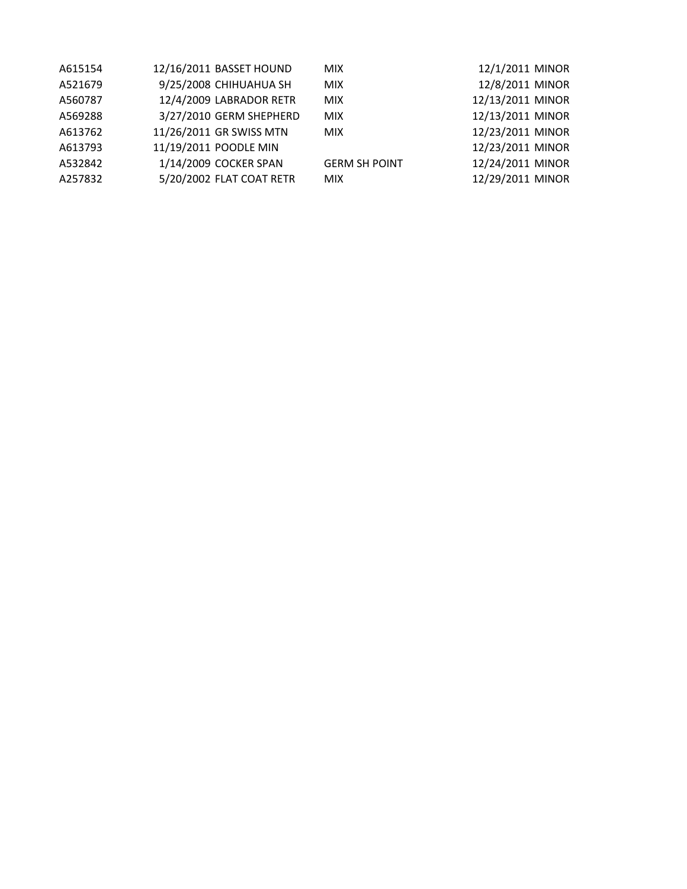| | | | | | |
|---|---|---|---|---|---|
| A615154 | 12/16/2011 | BASSET HOUND | MIX | 12/1/2011 | MINOR |
| A521679 | 9/25/2008 | CHIHUAHUA SH | MIX | 12/8/2011 | MINOR |
| A560787 | 12/4/2009 | LABRADOR RETR | MIX | 12/13/2011 | MINOR |
| A569288 | 3/27/2010 | GERM SHEPHERD | MIX | 12/13/2011 | MINOR |
| A613762 | 11/26/2011 | GR SWISS MTN | MIX | 12/23/2011 | MINOR |
| A613793 | 11/19/2011 | POODLE MIN | | 12/23/2011 | MINOR |
| A532842 | 1/14/2009 | COCKER SPAN | GERM SH POINT | 12/24/2011 | MINOR |
| A257832 | 5/20/2002 | FLAT COAT RETR | MIX | 12/29/2011 | MINOR |